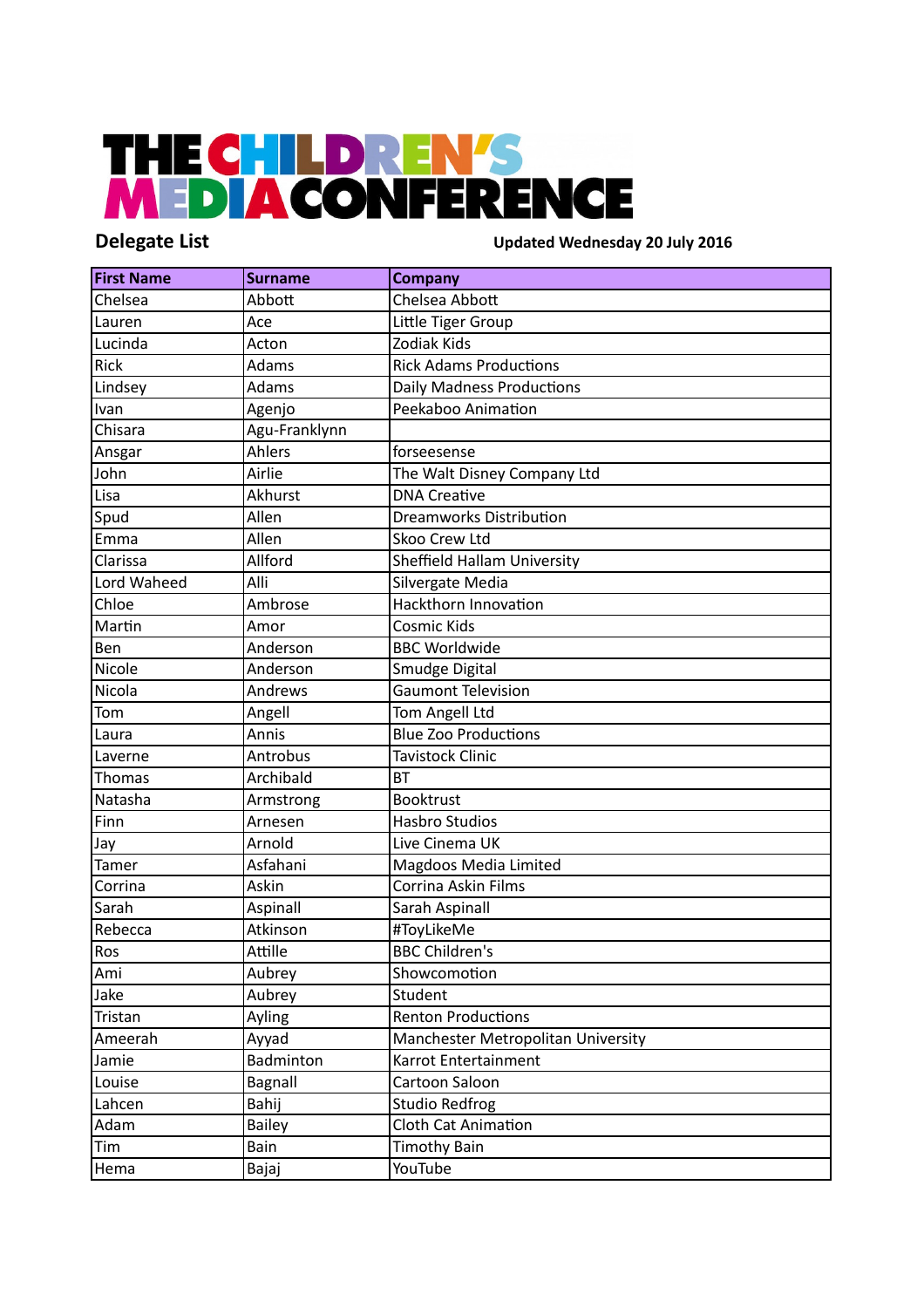# THE CHILDREN'S MEDIA CONFERENCE

**Delegate List**

**Updated Wednesday 20 July 2016**

| First Name | Surname | Company |
|---|---|---|
| Chelsea | Abbott | Chelsea Abbott |
| Lauren | Ace | Little Tiger Group |
| Lucinda | Acton | Zodiak Kids |
| Rick | Adams | Rick Adams Productions |
| Lindsey | Adams | Daily Madness Productions |
| Ivan | Agenjo | Peekaboo Animation |
| Chisara | Agu-Franklynn | |
| Ansgar | Ahlers | forseesense |
| John | Airlie | The Walt Disney Company Ltd |
| Lisa | Akhurst | DNA Creative |
| Spud | Allen | Dreamworks Distribution |
| Emma | Allen | Skoo Crew Ltd |
| Clarissa | Allford | Sheffield Hallam University |
| Lord Waheed | Alli | Silvergate Media |
| Chloe | Ambrose | Hackthorn Innovation |
| Martin | Amor | Cosmic Kids |
| Ben | Anderson | BBC Worldwide |
| Nicole | Anderson | Smudge Digital |
| Nicola | Andrews | Gaumont Television |
| Tom | Angell | Tom Angell Ltd |
| Laura | Annis | Blue Zoo Productions |
| Laverne | Antrobus | Tavistock Clinic |
| Thomas | Archibald | BT |
| Natasha | Armstrong | Booktrust |
| Finn | Arnesen | Hasbro Studios |
| Jay | Arnold | Live Cinema UK |
| Tamer | Asfahani | Magdoos Media Limited |
| Corrina | Askin | Corrina Askin Films |
| Sarah | Aspinall | Sarah Aspinall |
| Rebecca | Atkinson | #ToyLikeMe |
| Ros | Attille | BBC Children's |
| Ami | Aubrey | Showcomotion |
| Jake | Aubrey | Student |
| Tristan | Ayling | Renton Productions |
| Ameerah | Ayyad | Manchester Metropolitan University |
| Jamie | Badminton | Karrot Entertainment |
| Louise | Bagnall | Cartoon Saloon |
| Lahcen | Bahij | Studio Redfrog |
| Adam | Bailey | Cloth Cat Animation |
| Tim | Bain | Timothy Bain |
| Hema | Bajaj | YouTube |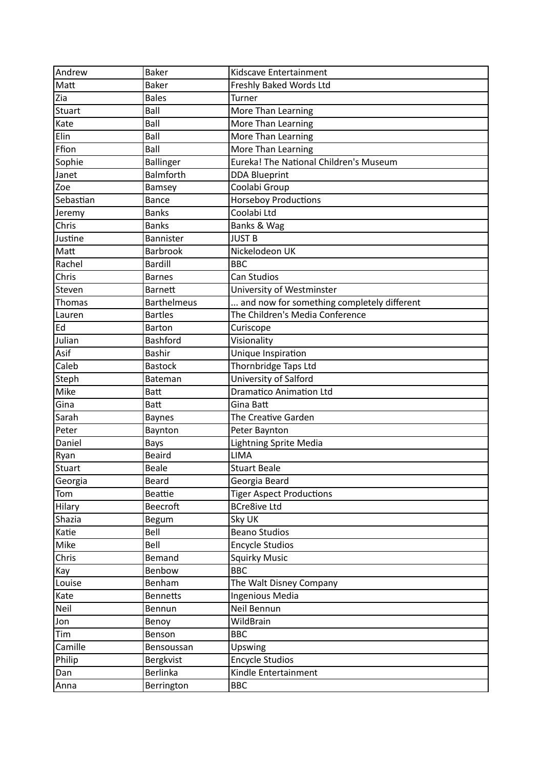| Andrew | Baker | Kidscave Entertainment |
|---|---|---|
| Matt | Baker | Freshly Baked Words Ltd |
| Zia | Bales | Turner |
| Stuart | Ball | More Than Learning |
| Kate | Ball | More Than Learning |
| Elin | Ball | More Than Learning |
| Ffion | Ball | More Than Learning |
| Sophie | Ballinger | Eureka! The National Children's Museum |
| Janet | Balmforth | DDA Blueprint |
| Zoe | Bamsey | Coolabi Group |
| Sebastian | Bance | Horseboy Productions |
| Jeremy | Banks | Coolabi Ltd |
| Chris | Banks | Banks & Wag |
| Justine | Bannister | JUST B |
| Matt | Barbrook | Nickelodeon UK |
| Rachel | Bardill | BBC |
| Chris | Barnes | Can Studios |
| Steven | Barnett | University of Westminster |
| Thomas | Barthelmeus | ... and now for something completely different |
| Lauren | Bartles | The Children's Media Conference |
| Ed | Barton | Curiscope |
| Julian | Bashford | Visionality |
| Asif | Bashir | Unique Inspiration |
| Caleb | Bastock | Thornbridge Taps Ltd |
| Steph | Bateman | University of Salford |
| Mike | Batt | Dramatico Animation Ltd |
| Gina | Batt | Gina Batt |
| Sarah | Baynes | The Creative Garden |
| Peter | Baynton | Peter Baynton |
| Daniel | Bays | Lightning Sprite Media |
| Ryan | Beaird | LIMA |
| Stuart | Beale | Stuart Beale |
| Georgia | Beard | Georgia Beard |
| Tom | Beattie | Tiger Aspect Productions |
| Hilary | Beecroft | BCre8ive Ltd |
| Shazia | Begum | Sky UK |
| Katie | Bell | Beano Studios |
| Mike | Bell | Encycle Studios |
| Chris | Bemand | Squirky Music |
| Kay | Benbow | BBC |
| Louise | Benham | The Walt Disney Company |
| Kate | Bennetts | Ingenious Media |
| Neil | Bennun | Neil Bennun |
| Jon | Benoy | WildBrain |
| Tim | Benson | BBC |
| Camille | Bensoussan | Upswing |
| Philip | Bergkvist | Encycle Studios |
| Dan | Berlinka | Kindle Entertainment |
| Anna | Berrington | BBC |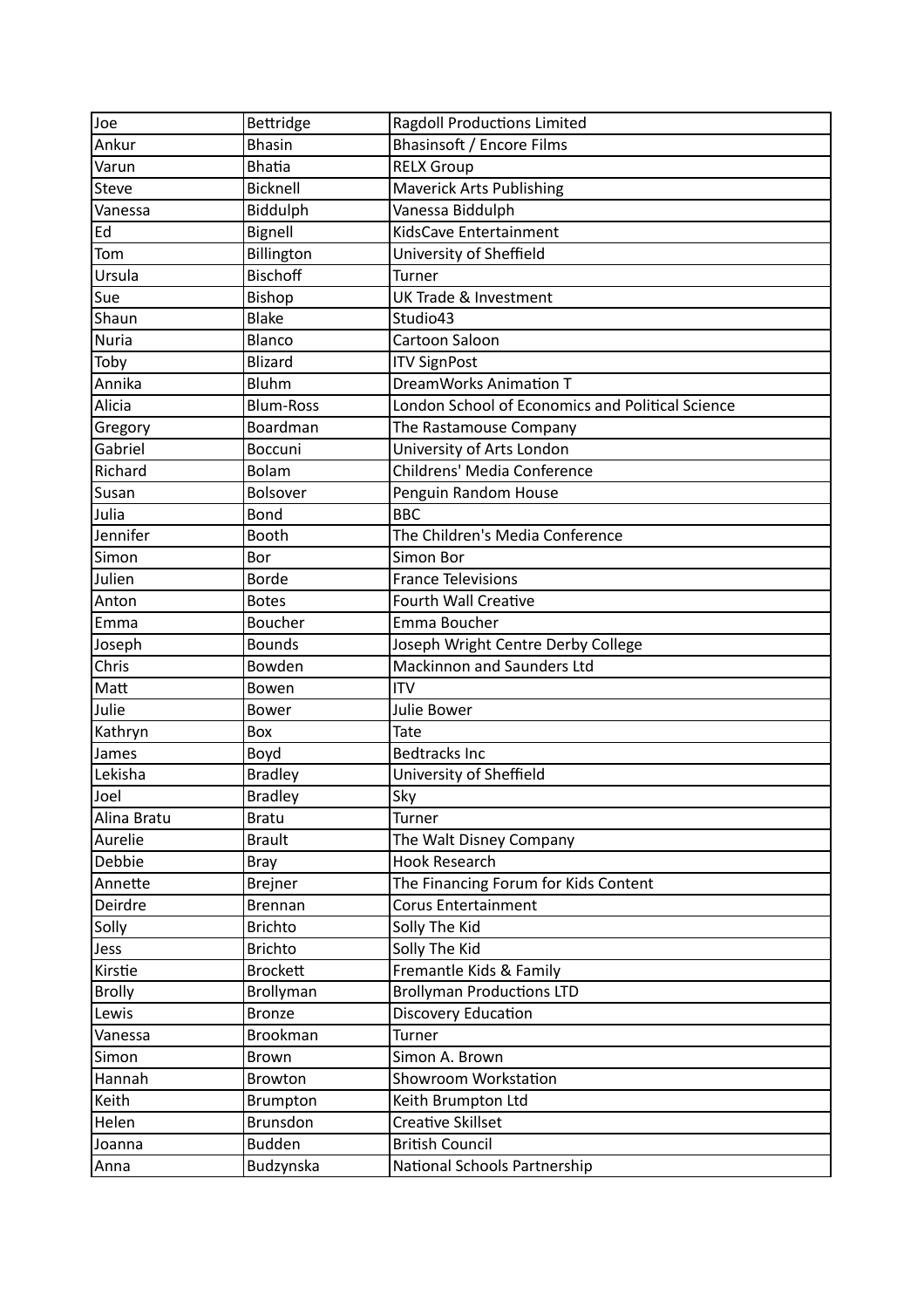| Joe | Bettridge | Ragdoll Productions Limited |
|---|---|---|
| Ankur | Bhasin | Bhasinsoft / Encore Films |
| Varun | Bhatia | RELX Group |
| Steve | Bicknell | Maverick Arts Publishing |
| Vanessa | Biddulph | Vanessa Biddulph |
| Ed | Bignell | KidsCave Entertainment |
| Tom | Billington | University of Sheffield |
| Ursula | Bischoff | Turner |
| Sue | Bishop | UK Trade & Investment |
| Shaun | Blake | Studio43 |
| Nuria | Blanco | Cartoon Saloon |
| Toby | Blizard | ITV SignPost |
| Annika | Bluhm | DreamWorks Animation T |
| Alicia | Blum-Ross | London School of Economics and Political Science |
| Gregory | Boardman | The Rastamouse Company |
| Gabriel | Boccuni | University of Arts London |
| Richard | Bolam | Childrens' Media Conference |
| Susan | Bolsover | Penguin Random House |
| Julia | Bond | BBC |
| Jennifer | Booth | The Children's Media Conference |
| Simon | Bor | Simon Bor |
| Julien | Borde | France Televisions |
| Anton | Botes | Fourth Wall Creative |
| Emma | Boucher | Emma Boucher |
| Joseph | Bounds | Joseph Wright Centre Derby College |
| Chris | Bowden | Mackinnon and Saunders Ltd |
| Matt | Bowen | ITV |
| Julie | Bower | Julie Bower |
| Kathryn | Box | Tate |
| James | Boyd | Bedtracks Inc |
| Lekisha | Bradley | University of Sheffield |
| Joel | Bradley | Sky |
| Alina Bratu | Bratu | Turner |
| Aurelie | Brault | The Walt Disney Company |
| Debbie | Bray | Hook Research |
| Annette | Brejner | The Financing Forum for Kids Content |
| Deirdre | Brennan | Corus Entertainment |
| Solly | Brichto | Solly The Kid |
| Jess | Brichto | Solly The Kid |
| Kirstie | Brockett | Fremantle Kids & Family |
| Brolly | Brollyman | Brollyman Productions LTD |
| Lewis | Bronze | Discovery Education |
| Vanessa | Brookman | Turner |
| Simon | Brown | Simon A. Brown |
| Hannah | Browton | Showroom Workstation |
| Keith | Brumpton | Keith Brumpton Ltd |
| Helen | Brunsdon | Creative Skillset |
| Joanna | Budden | British Council |
| Anna | Budzynska | National Schools Partnership |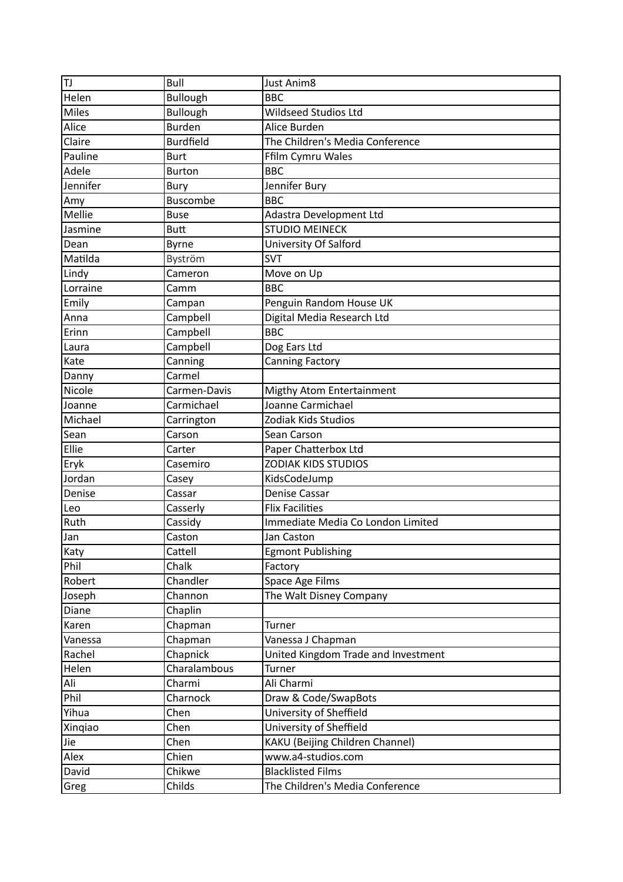| TJ | Bull | Just Anim8 |
|---|---|---|
| Helen | Bullough | BBC |
| Miles | Bullough | Wildseed Studios Ltd |
| Alice | Burden | Alice Burden |
| Claire | Burdfield | The Children's Media Conference |
| Pauline | Burt | Ffilm Cymru Wales |
| Adele | Burton | BBC |
| Jennifer | Bury | Jennifer Bury |
| Amy | Buscombe | BBC |
| Mellie | Buse | Adastra Development Ltd |
| Jasmine | Butt | STUDIO MEINECK |
| Dean | Byrne | University Of Salford |
| Matilda | Byström | SVT |
| Lindy | Cameron | Move on Up |
| Lorraine | Camm | BBC |
| Emily | Campan | Penguin Random House UK |
| Anna | Campbell | Digital Media Research Ltd |
| Erinn | Campbell | BBC |
| Laura | Campbell | Dog Ears Ltd |
| Kate | Canning | Canning Factory |
| Danny | Carmel | |
| Nicole | Carmen-Davis | Migthy Atom Entertainment |
| Joanne | Carmichael | Joanne Carmichael |
| Michael | Carrington | Zodiak Kids Studios |
| Sean | Carson | Sean Carson |
| Ellie | Carter | Paper Chatterbox Ltd |
| Eryk | Casemiro | ZODIAK KIDS STUDIOS |
| Jordan | Casey | KidsCodeJump |
| Denise | Cassar | Denise Cassar |
| Leo | Casserly | Flix Facilities |
| Ruth | Cassidy | Immediate Media Co London Limited |
| Jan | Caston | Jan Caston |
| Katy | Cattell | Egmont Publishing |
| Phil | Chalk | Factory |
| Robert | Chandler | Space Age Films |
| Joseph | Channon | The Walt Disney Company |
| Diane | Chaplin | |
| Karen | Chapman | Turner |
| Vanessa | Chapman | Vanessa J Chapman |
| Rachel | Chapnick | United Kingdom Trade and Investment |
| Helen | Charalambous | Turner |
| Ali | Charmi | Ali Charmi |
| Phil | Charnock | Draw & Code/SwapBots |
| Yihua | Chen | University of Sheffield |
| Xinqiao | Chen | University of Sheffield |
| Jie | Chen | KAKU (Beijing Children Channel) |
| Alex | Chien | www.a4-studios.com |
| David | Chikwe | Blacklisted Films |
| Greg | Childs | The Children's Media Conference |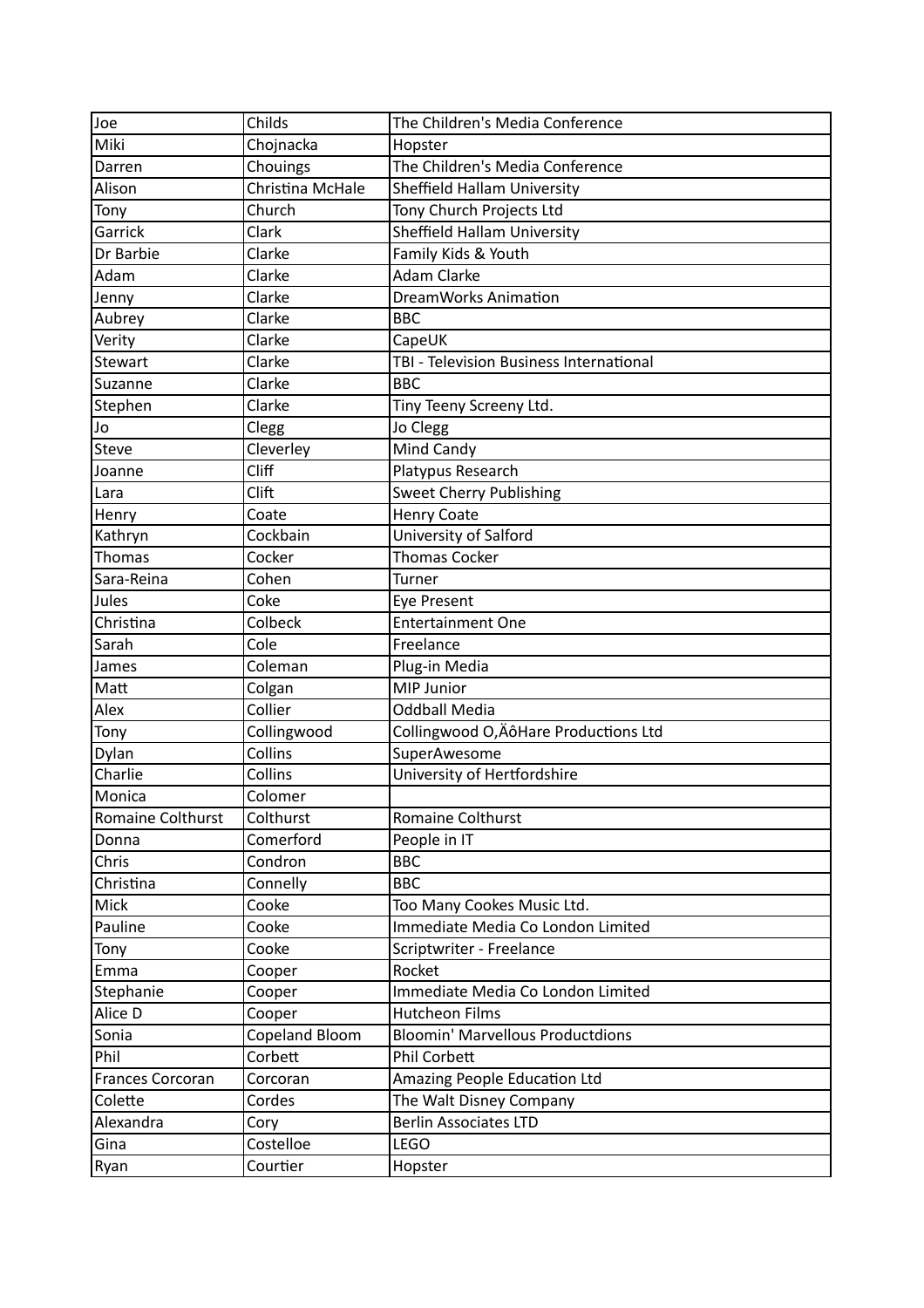| Joe | Childs | The Children's Media Conference |
|---|---|---|
| Miki | Chojnacka | Hopster |
| Darren | Chouings | The Children's Media Conference |
| Alison | Christina McHale | Sheffield Hallam University |
| Tony | Church | Tony Church Projects Ltd |
| Garrick | Clark | Sheffield Hallam University |
| Dr Barbie | Clarke | Family Kids & Youth |
| Adam | Clarke | Adam Clarke |
| Jenny | Clarke | DreamWorks Animation |
| Aubrey | Clarke | BBC |
| Verity | Clarke | CapeUK |
| Stewart | Clarke | TBI - Television Business International |
| Suzanne | Clarke | BBC |
| Stephen | Clarke | Tiny Teeny Screeny Ltd. |
| Jo | Clegg | Jo Clegg |
| Steve | Cleverley | Mind Candy |
| Joanne | Cliff | Platypus Research |
| Lara | Clift | Sweet Cherry Publishing |
| Henry | Coate | Henry Coate |
| Kathryn | Cockbain | University of Salford |
| Thomas | Cocker | Thomas Cocker |
| Sara-Reina | Cohen | Turner |
| Jules | Coke | Eye Present |
| Christina | Colbeck | Entertainment One |
| Sarah | Cole | Freelance |
| James | Coleman | Plug-in Media |
| Matt | Colgan | MIP Junior |
| Alex | Collier | Oddball Media |
| Tony | Collingwood | Collingwood O‚ÄôHare Productions Ltd |
| Dylan | Collins | SuperAwesome |
| Charlie | Collins | University of Hertfordshire |
| Monica | Colomer | |
| Romaine Colthurst | Colthurst | Romaine Colthurst |
| Donna | Comerford | People in IT |
| Chris | Condron | BBC |
| Christina | Connelly | BBC |
| Mick | Cooke | Too Many Cookes Music Ltd. |
| Pauline | Cooke | Immediate Media Co London Limited |
| Tony | Cooke | Scriptwriter - Freelance |
| Emma | Cooper | Rocket |
| Stephanie | Cooper | Immediate Media Co London Limited |
| Alice D | Cooper | Hutcheon Films |
| Sonia | Copeland Bloom | Bloomin' Marvellous Productdions |
| Phil | Corbett | Phil Corbett |
| Frances Corcoran | Corcoran | Amazing People Education Ltd |
| Colette | Cordes | The Walt Disney Company |
| Alexandra | Cory | Berlin Associates LTD |
| Gina | Costelloe | LEGO |
| Ryan | Courtier | Hopster |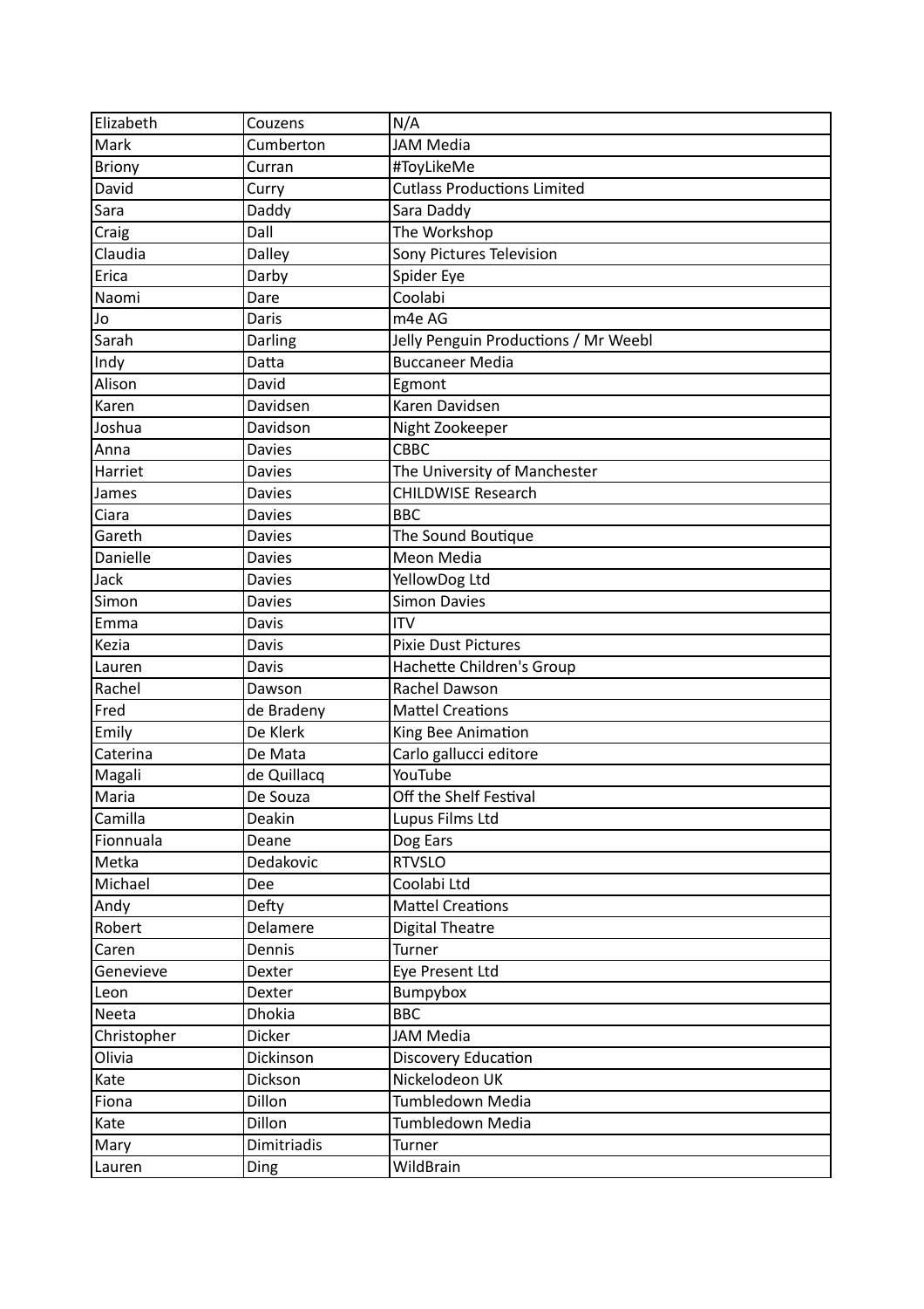| Elizabeth | Couzens | N/A |
|---|---|---|
| Mark | Cumberton | JAM Media |
| Briony | Curran | #ToyLikeMe |
| David | Curry | Cutlass Productions Limited |
| Sara | Daddy | Sara Daddy |
| Craig | Dall | The Workshop |
| Claudia | Dalley | Sony Pictures Television |
| Erica | Darby | Spider Eye |
| Naomi | Dare | Coolabi |
| Jo | Daris | m4e AG |
| Sarah | Darling | Jelly Penguin Productions / Mr Weebl |
| Indy | Datta | Buccaneer Media |
| Alison | David | Egmont |
| Karen | Davidsen | Karen Davidsen |
| Joshua | Davidson | Night Zookeeper |
| Anna | Davies | CBBC |
| Harriet | Davies | The University of Manchester |
| James | Davies | CHILDWISE Research |
| Ciara | Davies | BBC |
| Gareth | Davies | The Sound Boutique |
| Danielle | Davies | Meon Media |
| Jack | Davies | YellowDog Ltd |
| Simon | Davies | Simon Davies |
| Emma | Davis | ITV |
| Kezia | Davis | Pixie Dust Pictures |
| Lauren | Davis | Hachette Children's Group |
| Rachel | Dawson | Rachel Dawson |
| Fred | de Bradeny | Mattel Creations |
| Emily | De Klerk | King Bee Animation |
| Caterina | De Mata | Carlo gallucci editore |
| Magali | de Quillacq | YouTube |
| Maria | De Souza | Off the Shelf Festival |
| Camilla | Deakin | Lupus Films Ltd |
| Fionnuala | Deane | Dog Ears |
| Metka | Dedakovic | RTVSLO |
| Michael | Dee | Coolabi Ltd |
| Andy | Defty | Mattel Creations |
| Robert | Delamere | Digital Theatre |
| Caren | Dennis | Turner |
| Genevieve | Dexter | Eye Present Ltd |
| Leon | Dexter | Bumpybox |
| Neeta | Dhokia | BBC |
| Christopher | Dicker | JAM Media |
| Olivia | Dickinson | Discovery Education |
| Kate | Dickson | Nickelodeon UK |
| Fiona | Dillon | Tumbledown Media |
| Kate | Dillon | Tumbledown Media |
| Mary | Dimitriadis | Turner |
| Lauren | Ding | WildBrain |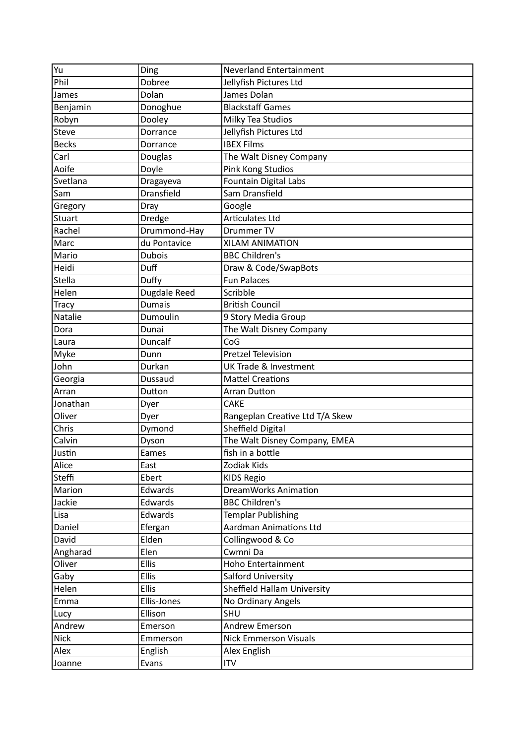| Yu | Ding | Neverland Entertainment |
|---|---|---|
| Phil | Dobree | Jellyfish Pictures Ltd |
| James | Dolan | James Dolan |
| Benjamin | Donoghue | Blackstaff Games |
| Robyn | Dooley | Milky Tea Studios |
| Steve | Dorrance | Jellyfish Pictures Ltd |
| Becks | Dorrance | IBEX Films |
| Carl | Douglas | The Walt Disney Company |
| Aoife | Doyle | Pink Kong Studios |
| Svetlana | Dragayeva | Fountain Digital Labs |
| Sam | Dransfield | Sam Dransfield |
| Gregory | Dray | Google |
| Stuart | Dredge | Articulates Ltd |
| Rachel | Drummond-Hay | Drummer TV |
| Marc | du Pontavice | XILAM ANIMATION |
| Mario | Dubois | BBC Children's |
| Heidi | Duff | Draw & Code/SwapBots |
| Stella | Duffy | Fun Palaces |
| Helen | Dugdale Reed | Scribble |
| Tracy | Dumais | British Council |
| Natalie | Dumoulin | 9 Story Media Group |
| Dora | Dunai | The Walt Disney Company |
| Laura | Duncalf | CoG |
| Myke | Dunn | Pretzel Television |
| John | Durkan | UK Trade & Investment |
| Georgia | Dussaud | Mattel Creations |
| Arran | Dutton | Arran Dutton |
| Jonathan | Dyer | CAKE |
| Oliver | Dyer | Rangeplan Creative Ltd T/A Skew |
| Chris | Dymond | Sheffield Digital |
| Calvin | Dyson | The Walt Disney Company, EMEA |
| Justin | Eames | fish in a bottle |
| Alice | East | Zodiak Kids |
| Steffi | Ebert | KIDS Regio |
| Marion | Edwards | DreamWorks Animation |
| Jackie | Edwards | BBC Children's |
| Lisa | Edwards | Templar Publishing |
| Daniel | Efergan | Aardman Animations Ltd |
| David | Elden | Collingwood & Co |
| Angharad | Elen | Cwmni Da |
| Oliver | Ellis | Hoho Entertainment |
| Gaby | Ellis | Salford University |
| Helen | Ellis | Sheffield Hallam University |
| Emma | Ellis-Jones | No Ordinary Angels |
| Lucy | Ellison | SHU |
| Andrew | Emerson | Andrew Emerson |
| Nick | Emmerson | Nick Emmerson Visuals |
| Alex | English | Alex English |
| Joanne | Evans | ITV |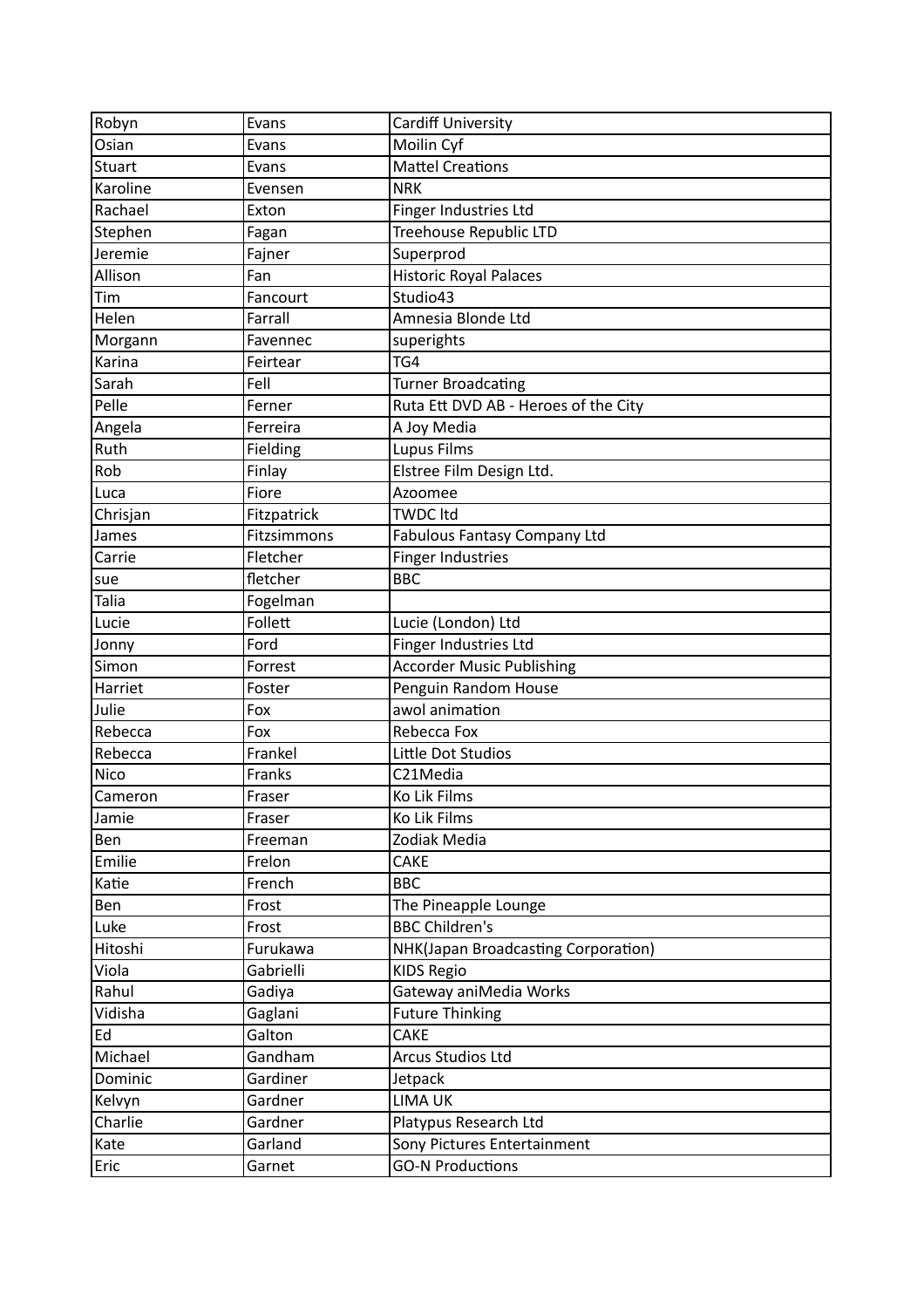| Robyn | Evans | Cardiff University |
|---|---|---|
| Osian | Evans | Moilin Cyf |
| Stuart | Evans | Mattel Creations |
| Karoline | Evensen | NRK |
| Rachael | Exton | Finger Industries Ltd |
| Stephen | Fagan | Treehouse Republic LTD |
| Jeremie | Fajner | Superprod |
| Allison | Fan | Historic Royal Palaces |
| Tim | Fancourt | Studio43 |
| Helen | Farrall | Amnesia Blonde Ltd |
| Morgann | Favennec | superights |
| Karina | Feirtear | TG4 |
| Sarah | Fell | Turner Broadcating |
| Pelle | Ferner | Ruta Ett DVD AB - Heroes of the City |
| Angela | Ferreira | A Joy Media |
| Ruth | Fielding | Lupus Films |
| Rob | Finlay | Elstree Film Design Ltd. |
| Luca | Fiore | Azoomee |
| Chrisjan | Fitzpatrick | TWDC ltd |
| James | Fitzsimmons | Fabulous Fantasy Company Ltd |
| Carrie | Fletcher | Finger Industries |
| sue | fletcher | BBC |
| Talia | Fogelman | |
| Lucie | Follett | Lucie (London) Ltd |
| Jonny | Ford | Finger Industries Ltd |
| Simon | Forrest | Accorder Music Publishing |
| Harriet | Foster | Penguin Random House |
| Julie | Fox | awol animation |
| Rebecca | Fox | Rebecca Fox |
| Rebecca | Frankel | Little Dot Studios |
| Nico | Franks | C21Media |
| Cameron | Fraser | Ko Lik Films |
| Jamie | Fraser | Ko Lik Films |
| Ben | Freeman | Zodiak Media |
| Emilie | Frelon | CAKE |
| Katie | French | BBC |
| Ben | Frost | The Pineapple Lounge |
| Luke | Frost | BBC Children's |
| Hitoshi | Furukawa | NHK(Japan Broadcasting Corporation) |
| Viola | Gabrielli | KIDS Regio |
| Rahul | Gadiya | Gateway aniMedia Works |
| Vidisha | Gaglani | Future Thinking |
| Ed | Galton | CAKE |
| Michael | Gandham | Arcus Studios Ltd |
| Dominic | Gardiner | Jetpack |
| Kelvyn | Gardner | LIMA UK |
| Charlie | Gardner | Platypus Research Ltd |
| Kate | Garland | Sony Pictures Entertainment |
| Eric | Garnet | GO-N Productions |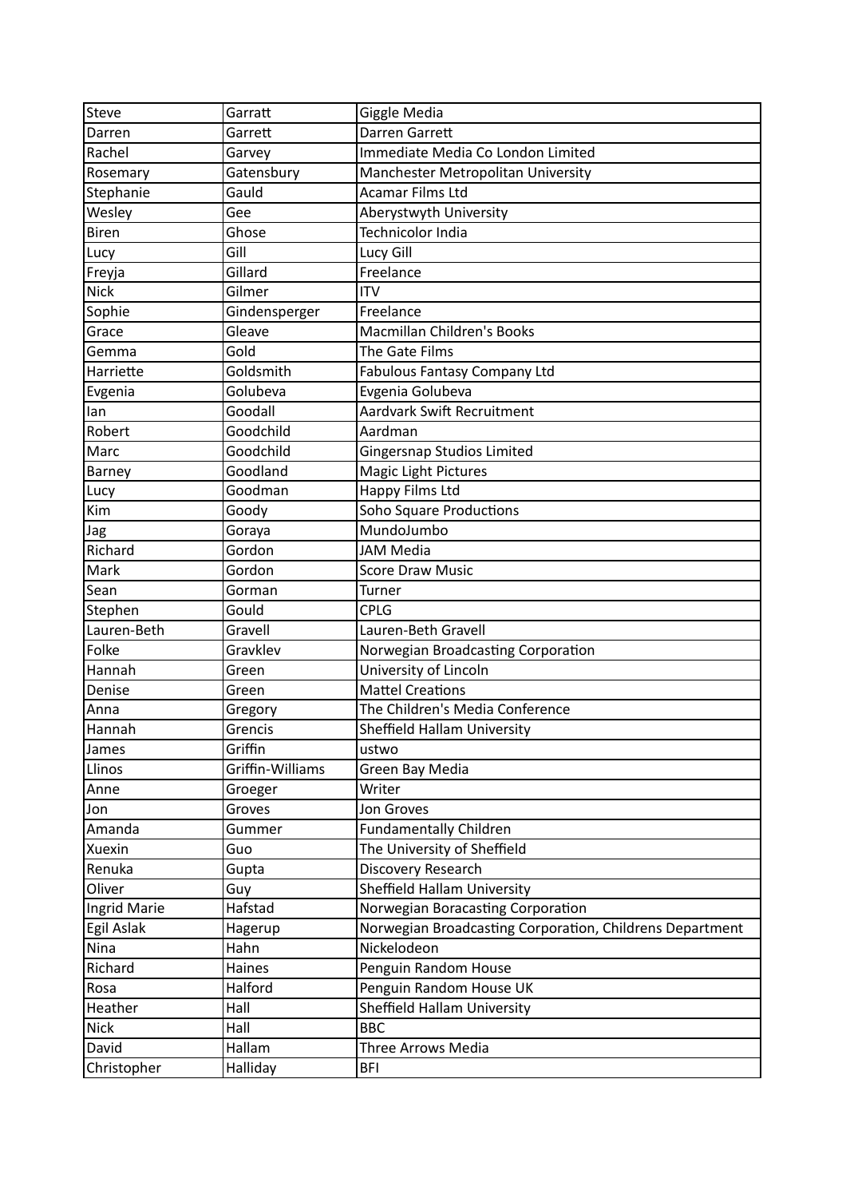| Steve | Garratt | Giggle Media |
|---|---|---|
| Darren | Garrett | Darren Garrett |
| Rachel | Garvey | Immediate Media Co London Limited |
| Rosemary | Gatensbury | Manchester Metropolitan University |
| Stephanie | Gauld | Acamar Films Ltd |
| Wesley | Gee | Aberystwyth University |
| Biren | Ghose | Technicolor India |
| Lucy | Gill | Lucy Gill |
| Freyja | Gillard | Freelance |
| Nick | Gilmer | ITV |
| Sophie | Gindensperger | Freelance |
| Grace | Gleave | Macmillan Children's Books |
| Gemma | Gold | The Gate Films |
| Harriette | Goldsmith | Fabulous Fantasy Company Ltd |
| Evgenia | Golubeva | Evgenia Golubeva |
| Ian | Goodall | Aardvark Swift Recruitment |
| Robert | Goodchild | Aardman |
| Marc | Goodchild | Gingersnap Studios Limited |
| Barney | Goodland | Magic Light Pictures |
| Lucy | Goodman | Happy Films Ltd |
| Kim | Goody | Soho Square Productions |
| Jag | Goraya | MundoJumbo |
| Richard | Gordon | JAM Media |
| Mark | Gordon | Score Draw Music |
| Sean | Gorman | Turner |
| Stephen | Gould | CPLG |
| Lauren-Beth | Gravell | Lauren-Beth Gravell |
| Folke | Gravklev | Norwegian Broadcasting Corporation |
| Hannah | Green | University of Lincoln |
| Denise | Green | Mattel Creations |
| Anna | Gregory | The Children's Media Conference |
| Hannah | Grencis | Sheffield Hallam University |
| James | Griffin | ustwo |
| Llinos | Griffin-Williams | Green Bay Media |
| Anne | Groeger | Writer |
| Jon | Groves | Jon Groves |
| Amanda | Gummer | Fundamentally Children |
| Xuexin | Guo | The University of Sheffield |
| Renuka | Gupta | Discovery Research |
| Oliver | Guy | Sheffield Hallam University |
| Ingrid Marie | Hafstad | Norwegian Boracasting Corporation |
| Egil Aslak | Hagerup | Norwegian Broadcasting Corporation, Childrens Department |
| Nina | Hahn | Nickelodeon |
| Richard | Haines | Penguin Random House |
| Rosa | Halford | Penguin Random House UK |
| Heather | Hall | Sheffield Hallam University |
| Nick | Hall | BBC |
| David | Hallam | Three Arrows Media |
| Christopher | Halliday | BFI |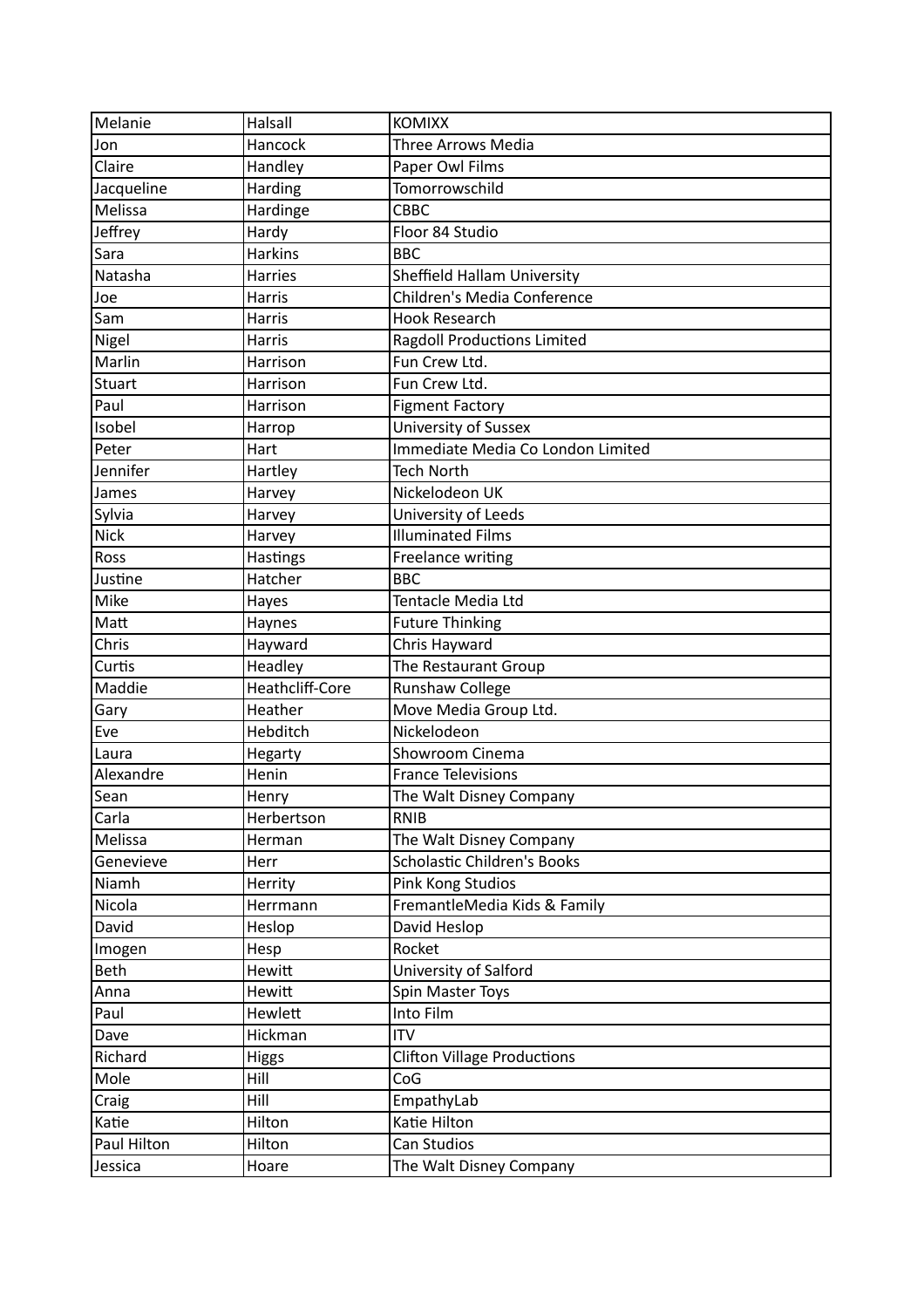| Melanie | Halsall | KOMIXX |
|---|---|---|
| Jon | Hancock | Three Arrows Media |
| Claire | Handley | Paper Owl Films |
| Jacqueline | Harding | Tomorrowschild |
| Melissa | Hardinge | CBBC |
| Jeffrey | Hardy | Floor 84 Studio |
| Sara | Harkins | BBC |
| Natasha | Harries | Sheffield Hallam University |
| Joe | Harris | Children's Media Conference |
| Sam | Harris | Hook Research |
| Nigel | Harris | Ragdoll Productions Limited |
| Marlin | Harrison | Fun Crew Ltd. |
| Stuart | Harrison | Fun Crew Ltd. |
| Paul | Harrison | Figment Factory |
| Isobel | Harrop | University of Sussex |
| Peter | Hart | Immediate Media Co London Limited |
| Jennifer | Hartley | Tech North |
| James | Harvey | Nickelodeon UK |
| Sylvia | Harvey | University of Leeds |
| Nick | Harvey | Illuminated Films |
| Ross | Hastings | Freelance writing |
| Justine | Hatcher | BBC |
| Mike | Hayes | Tentacle Media Ltd |
| Matt | Haynes | Future Thinking |
| Chris | Hayward | Chris Hayward |
| Curtis | Headley | The Restaurant Group |
| Maddie | Heathcliff-Core | Runshaw College |
| Gary | Heather | Move Media Group Ltd. |
| Eve | Hebditch | Nickelodeon |
| Laura | Hegarty | Showroom Cinema |
| Alexandre | Henin | France Televisions |
| Sean | Henry | The Walt Disney Company |
| Carla | Herbertson | RNIB |
| Melissa | Herman | The Walt Disney Company |
| Genevieve | Herr | Scholastic Children's Books |
| Niamh | Herrity | Pink Kong Studios |
| Nicola | Herrmann | FremantleMedia Kids & Family |
| David | Heslop | David Heslop |
| Imogen | Hesp | Rocket |
| Beth | Hewitt | University of Salford |
| Anna | Hewitt | Spin Master Toys |
| Paul | Hewlett | Into Film |
| Dave | Hickman | ITV |
| Richard | Higgs | Clifton Village Productions |
| Mole | Hill | CoG |
| Craig | Hill | EmpathyLab |
| Katie | Hilton | Katie Hilton |
| Paul Hilton | Hilton | Can Studios |
| Jessica | Hoare | The Walt Disney Company |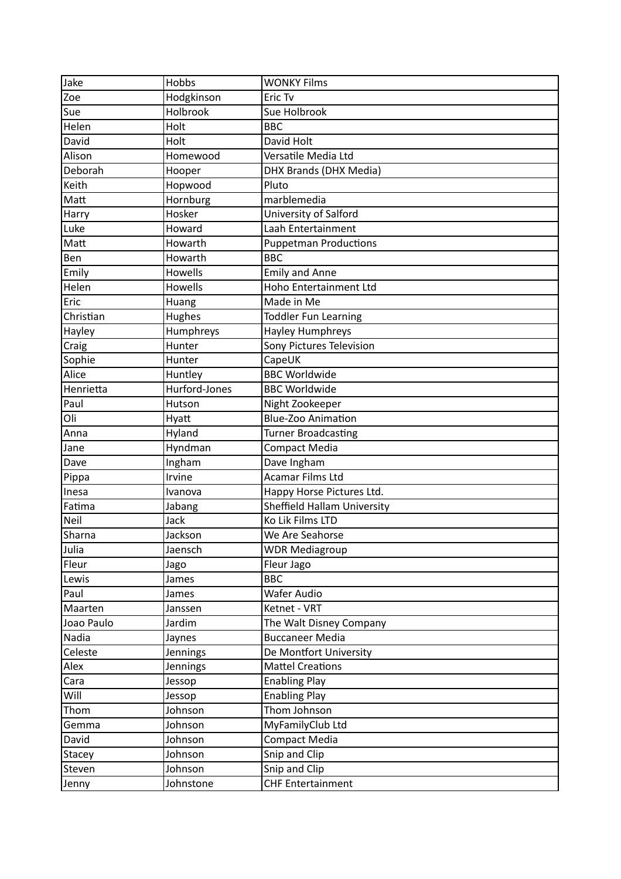| Jake | Hobbs | WONKY Films |
|---|---|---|
| Zoe | Hodgkinson | Eric Tv |
| Sue | Holbrook | Sue Holbrook |
| Helen | Holt | BBC |
| David | Holt | David Holt |
| Alison | Homewood | Versatile Media Ltd |
| Deborah | Hooper | DHX Brands (DHX Media) |
| Keith | Hopwood | Pluto |
| Matt | Hornburg | marblemedia |
| Harry | Hosker | University of Salford |
| Luke | Howard | Laah Entertainment |
| Matt | Howarth | Puppetman Productions |
| Ben | Howarth | BBC |
| Emily | Howells | Emily and Anne |
| Helen | Howells | Hoho Entertainment Ltd |
| Eric | Huang | Made in Me |
| Christian | Hughes | Toddler Fun Learning |
| Hayley | Humphreys | Hayley Humphreys |
| Craig | Hunter | Sony Pictures Television |
| Sophie | Hunter | CapeUK |
| Alice | Huntley | BBC Worldwide |
| Henrietta | Hurford-Jones | BBC Worldwide |
| Paul | Hutson | Night Zookeeper |
| Oli | Hyatt | Blue-Zoo Animation |
| Anna | Hyland | Turner Broadcasting |
| Jane | Hyndman | Compact Media |
| Dave | Ingham | Dave Ingham |
| Pippa | Irvine | Acamar Films Ltd |
| Inesa | Ivanova | Happy Horse Pictures Ltd. |
| Fatima | Jabang | Sheffield Hallam University |
| Neil | Jack | Ko Lik Films LTD |
| Sharna | Jackson | We Are Seahorse |
| Julia | Jaensch | WDR Mediagroup |
| Fleur | Jago | Fleur Jago |
| Lewis | James | BBC |
| Paul | James | Wafer Audio |
| Maarten | Janssen | Ketnet - VRT |
| Joao Paulo | Jardim | The Walt Disney Company |
| Nadia | Jaynes | Buccaneer Media |
| Celeste | Jennings | De Montfort University |
| Alex | Jennings | Mattel Creations |
| Cara | Jessop | Enabling Play |
| Will | Jessop | Enabling Play |
| Thom | Johnson | Thom Johnson |
| Gemma | Johnson | MyFamilyClub Ltd |
| David | Johnson | Compact Media |
| Stacey | Johnson | Snip and Clip |
| Steven | Johnson | Snip and Clip |
| Jenny | Johnstone | CHF Entertainment |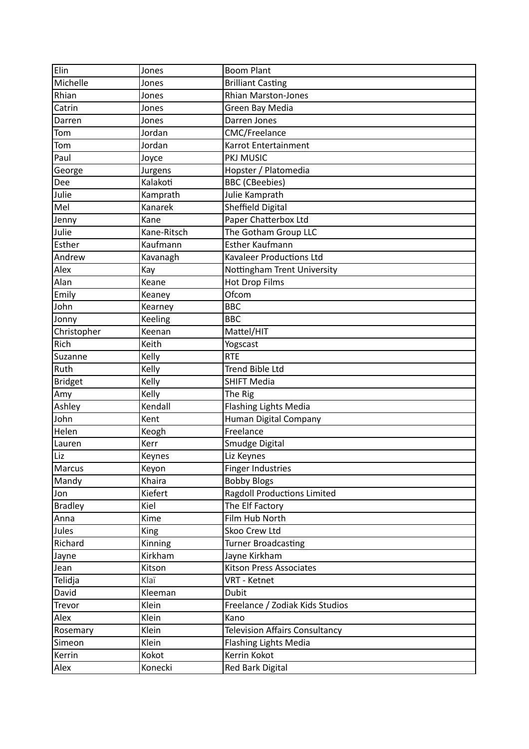| Elin | Jones | Boom Plant |
|---|---|---|
| Michelle | Jones | Brilliant Casting |
| Rhian | Jones | Rhian Marston-Jones |
| Catrin | Jones | Green Bay Media |
| Darren | Jones | Darren Jones |
| Tom | Jordan | CMC/Freelance |
| Tom | Jordan | Karrot Entertainment |
| Paul | Joyce | PKJ MUSIC |
| George | Jurgens | Hopster / Platomedia |
| Dee | Kalakoti | BBC (CBeebies) |
| Julie | Kamprath | Julie Kamprath |
| Mel | Kanarek | Sheffield Digital |
| Jenny | Kane | Paper Chatterbox Ltd |
| Julie | Kane-Ritsch | The Gotham Group LLC |
| Esther | Kaufmann | Esther Kaufmann |
| Andrew | Kavanagh | Kavaleer Productions Ltd |
| Alex | Kay | Nottingham Trent University |
| Alan | Keane | Hot Drop Films |
| Emily | Keaney | Ofcom |
| John | Kearney | BBC |
| Jonny | Keeling | BBC |
| Christopher | Keenan | Mattel/HIT |
| Rich | Keith | Yogscast |
| Suzanne | Kelly | RTE |
| Ruth | Kelly | Trend Bible Ltd |
| Bridget | Kelly | SHIFT Media |
| Amy | Kelly | The Rig |
| Ashley | Kendall | Flashing Lights Media |
| John | Kent | Human Digital Company |
| Helen | Keogh | Freelance |
| Lauren | Kerr | Smudge Digital |
| Liz | Keynes | Liz Keynes |
| Marcus | Keyon | Finger Industries |
| Mandy | Khaira | Bobby Blogs |
| Jon | Kiefert | Ragdoll Productions Limited |
| Bradley | Kiel | The Elf Factory |
| Anna | Kime | Film Hub North |
| Jules | King | Skoo Crew Ltd |
| Richard | Kinning | Turner Broadcasting |
| Jayne | Kirkham | Jayne Kirkham |
| Jean | Kitson | Kitson Press Associates |
| Telidja | Klaï | VRT - Ketnet |
| David | Kleeman | Dubit |
| Trevor | Klein | Freelance / Zodiak Kids Studios |
| Alex | Klein | Kano |
| Rosemary | Klein | Television Affairs Consultancy |
| Simeon | Klein | Flashing Lights Media |
| Kerrin | Kokot | Kerrin Kokot |
| Alex | Konecki | Red Bark Digital |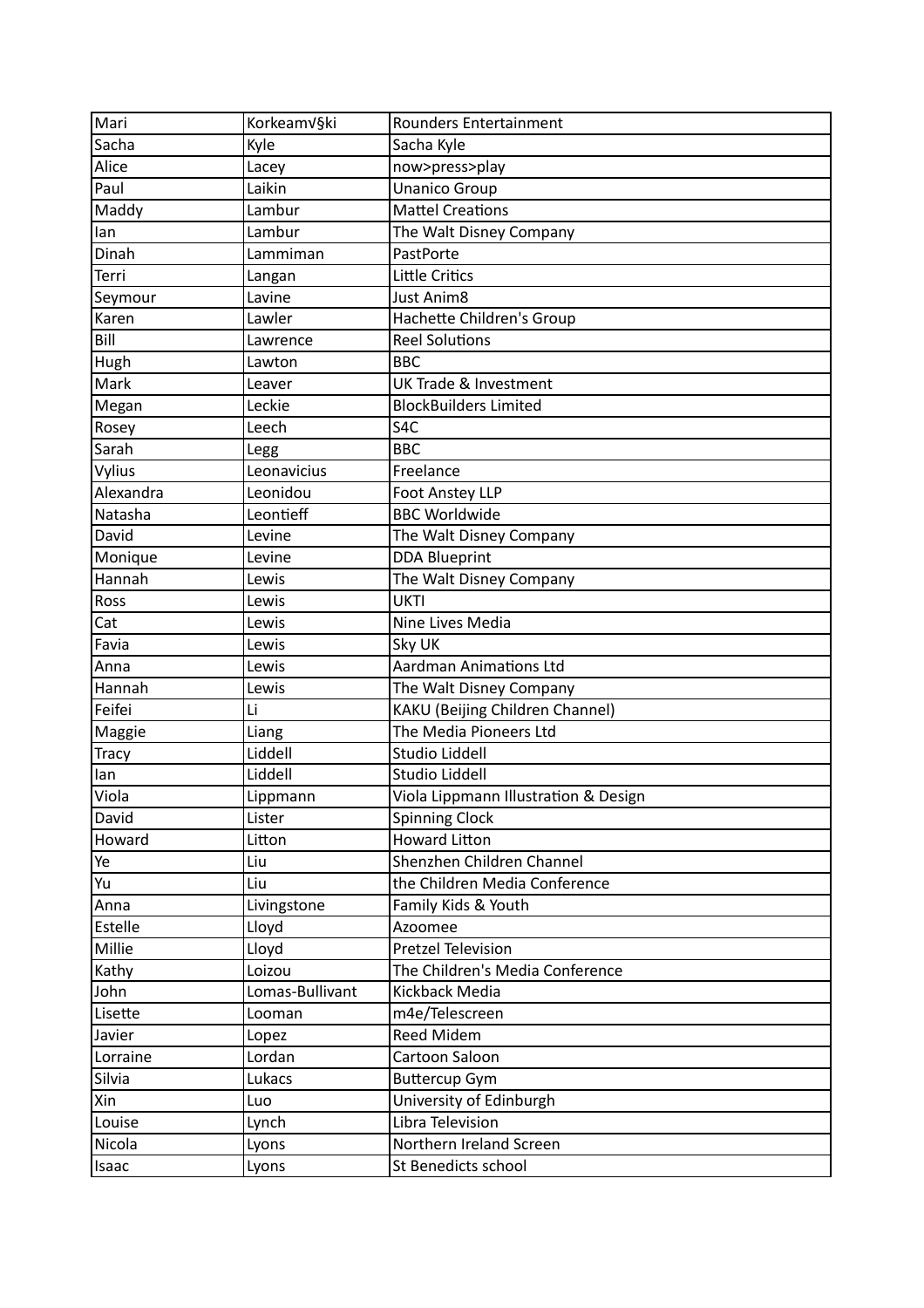| Mari | Korkeam√§ki | Rounders Entertainment |
|---|---|---|
| Sacha | Kyle | Sacha Kyle |
| Alice | Lacey | now>press>play |
| Paul | Laikin | Unanico Group |
| Maddy | Lambur | Mattel Creations |
| Ian | Lambur | The Walt Disney Company |
| Dinah | Lammiman | PastPorte |
| Terri | Langan | Little Critics |
| Seymour | Lavine | Just Anim8 |
| Karen | Lawler | Hachette Children's Group |
| Bill | Lawrence | Reel Solutions |
| Hugh | Lawton | BBC |
| Mark | Leaver | UK Trade & Investment |
| Megan | Leckie | BlockBuilders Limited |
| Rosey | Leech | S4C |
| Sarah | Legg | BBC |
| Vylius | Leonavicius | Freelance |
| Alexandra | Leonidou | Foot Anstey LLP |
| Natasha | Leontieff | BBC Worldwide |
| David | Levine | The Walt Disney Company |
| Monique | Levine | DDA Blueprint |
| Hannah | Lewis | The Walt Disney Company |
| Ross | Lewis | UKTI |
| Cat | Lewis | Nine Lives Media |
| Favia | Lewis | Sky UK |
| Anna | Lewis | Aardman Animations Ltd |
| Hannah | Lewis | The Walt Disney Company |
| Feifei | Li | KAKU (Beijing Children Channel) |
| Maggie | Liang | The Media Pioneers Ltd |
| Tracy | Liddell | Studio Liddell |
| Ian | Liddell | Studio Liddell |
| Viola | Lippmann | Viola Lippmann Illustration & Design |
| David | Lister | Spinning Clock |
| Howard | Litton | Howard Litton |
| Ye | Liu | Shenzhen Children Channel |
| Yu | Liu | the Children Media Conference |
| Anna | Livingstone | Family Kids & Youth |
| Estelle | Lloyd | Azoomee |
| Millie | Lloyd | Pretzel Television |
| Kathy | Loizou | The Children's Media Conference |
| John | Lomas-Bullivant | Kickback Media |
| Lisette | Looman | m4e/Telescreen |
| Javier | Lopez | Reed Midem |
| Lorraine | Lordan | Cartoon Saloon |
| Silvia | Lukacs | Buttercup Gym |
| Xin | Luo | University of Edinburgh |
| Louise | Lynch | Libra Television |
| Nicola | Lyons | Northern Ireland Screen |
| Isaac | Lyons | St Benedicts school |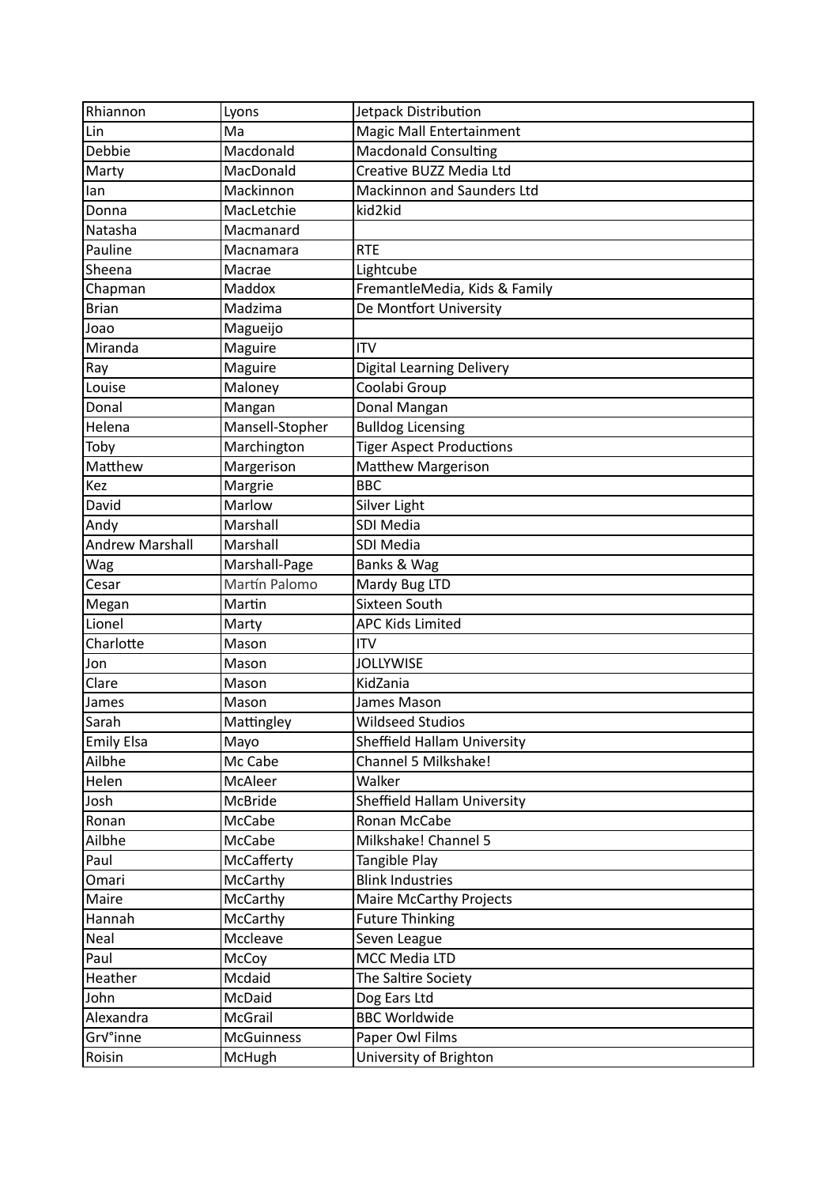| Rhiannon | Lyons | Jetpack Distribution |
|---|---|---|
| Lin | Ma | Magic Mall Entertainment |
| Debbie | Macdonald | Macdonald Consulting |
| Marty | MacDonald | Creative BUZZ Media Ltd |
| Ian | Mackinnon | Mackinnon and Saunders Ltd |
| Donna | MacLetchie | kid2kid |
| Natasha | Macmanard | |
| Pauline | Macnamara | RTE |
| Sheena | Macrae | Lightcube |
| Chapman | Maddox | FremantleMedia, Kids & Family |
| Brian | Madzima | De Montfort University |
| Joao | Magueijo | |
| Miranda | Maguire | ITV |
| Ray | Maguire | Digital Learning Delivery |
| Louise | Maloney | Coolabi Group |
| Donal | Mangan | Donal Mangan |
| Helena | Mansell-Stopher | Bulldog Licensing |
| Toby | Marchington | Tiger Aspect Productions |
| Matthew | Margerison | Matthew Margerison |
| Kez | Margrie | BBC |
| David | Marlow | Silver Light |
| Andy | Marshall | SDI Media |
| Andrew Marshall | Marshall | SDI Media |
| Wag | Marshall-Page | Banks & Wag |
| Cesar | Martín Palomo | Mardy Bug LTD |
| Megan | Martin | Sixteen South |
| Lionel | Marty | APC Kids Limited |
| Charlotte | Mason | ITV |
| Jon | Mason | JOLLYWISE |
| Clare | Mason | KidZania |
| James | Mason | James Mason |
| Sarah | Mattingley | Wildseed Studios |
| Emily Elsa | Mayo | Sheffield Hallam University |
| Ailbhe | Mc Cabe | Channel 5 Milkshake! |
| Helen | McAleer | Walker |
| Josh | McBride | Sheffield Hallam University |
| Ronan | McCabe | Ronan McCabe |
| Ailbhe | McCabe | Milkshake! Channel 5 |
| Paul | McCafferty | Tangible Play |
| Omari | McCarthy | Blink Industries |
| Maire | McCarthy | Maire McCarthy Projects |
| Hannah | McCarthy | Future Thinking |
| Neal | Mccleave | Seven League |
| Paul | McCoy | MCC Media LTD |
| Heather | Mcdaid | The Saltire Society |
| John | McDaid | Dog Ears Ltd |
| Alexandra | McGrail | BBC Worldwide |
| Gr√°inne | McGuinness | Paper Owl Films |
| Roisin | McHugh | University of Brighton |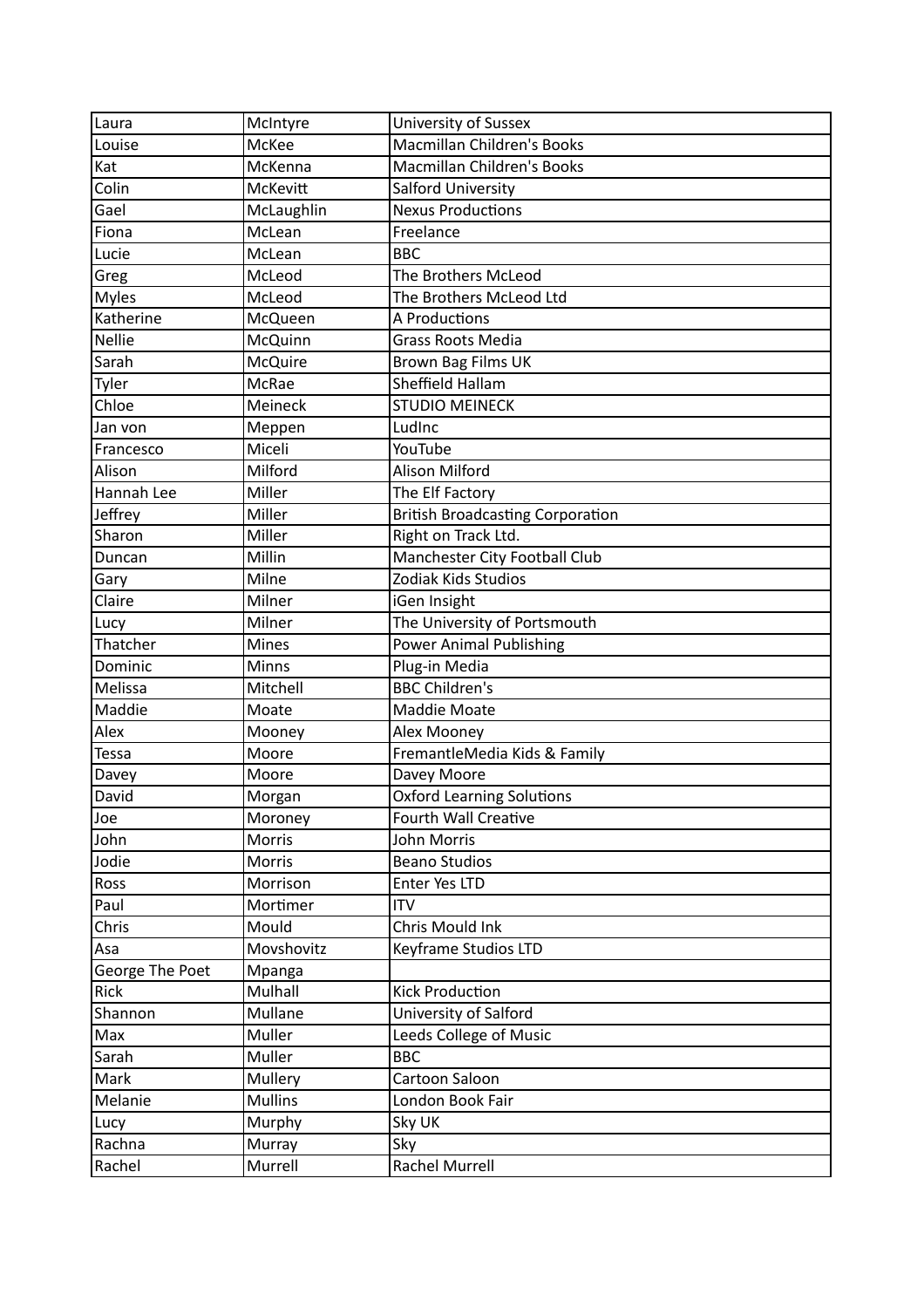| Laura | McIntyre | University of Sussex |
|---|---|---|
| Louise | McKee | Macmillan Children's Books |
| Kat | McKenna | Macmillan Children's Books |
| Colin | McKevitt | Salford University |
| Gael | McLaughlin | Nexus Productions |
| Fiona | McLean | Freelance |
| Lucie | McLean | BBC |
| Greg | McLeod | The Brothers McLeod |
| Myles | McLeod | The Brothers McLeod Ltd |
| Katherine | McQueen | A Productions |
| Nellie | McQuinn | Grass Roots Media |
| Sarah | McQuire | Brown Bag Films UK |
| Tyler | McRae | Sheffield Hallam |
| Chloe | Meineck | STUDIO MEINECK |
| Jan von | Meppen | LudInc |
| Francesco | Miceli | YouTube |
| Alison | Milford | Alison Milford |
| Hannah Lee | Miller | The Elf Factory |
| Jeffrey | Miller | British Broadcasting Corporation |
| Sharon | Miller | Right on Track Ltd. |
| Duncan | Millin | Manchester City Football Club |
| Gary | Milne | Zodiak Kids Studios |
| Claire | Milner | iGen Insight |
| Lucy | Milner | The University of Portsmouth |
| Thatcher | Mines | Power Animal Publishing |
| Dominic | Minns | Plug-in Media |
| Melissa | Mitchell | BBC Children's |
| Maddie | Moate | Maddie Moate |
| Alex | Mooney | Alex Mooney |
| Tessa | Moore | FremantleMedia Kids & Family |
| Davey | Moore | Davey Moore |
| David | Morgan | Oxford Learning Solutions |
| Joe | Moroney | Fourth Wall Creative |
| John | Morris | John Morris |
| Jodie | Morris | Beano Studios |
| Ross | Morrison | Enter Yes LTD |
| Paul | Mortimer | ITV |
| Chris | Mould | Chris Mould Ink |
| Asa | Movshovitz | Keyframe Studios LTD |
| George The Poet | Mpanga | |
| Rick | Mulhall | Kick Production |
| Shannon | Mullane | University of Salford |
| Max | Muller | Leeds College of Music |
| Sarah | Muller | BBC |
| Mark | Mullery | Cartoon Saloon |
| Melanie | Mullins | London Book Fair |
| Lucy | Murphy | Sky UK |
| Rachna | Murray | Sky |
| Rachel | Murrell | Rachel Murrell |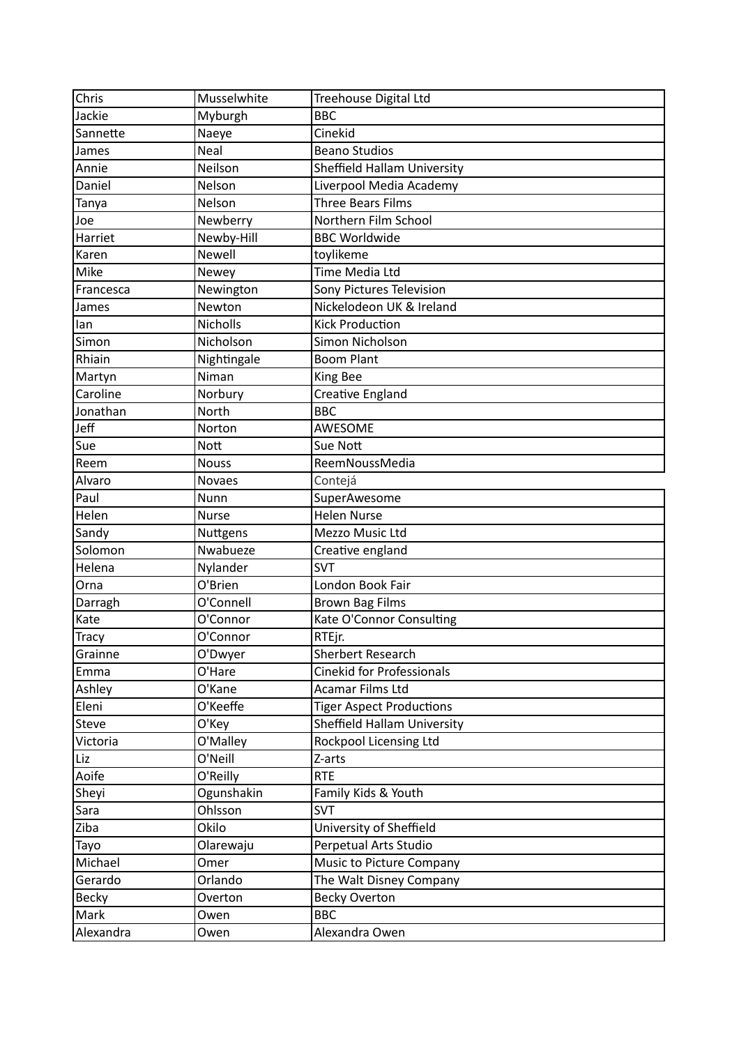| Chris | Musselwhite | Treehouse Digital Ltd |
|---|---|---|
| Jackie | Myburgh | BBC |
| Sannette | Naeye | Cinekid |
| James | Neal | Beano Studios |
| Annie | Neilson | Sheffield Hallam University |
| Daniel | Nelson | Liverpool Media Academy |
| Tanya | Nelson | Three Bears Films |
| Joe | Newberry | Northern Film School |
| Harriet | Newby-Hill | BBC Worldwide |
| Karen | Newell | toylikeme |
| Mike | Newey | Time Media Ltd |
| Francesca | Newington | Sony Pictures Television |
| James | Newton | Nickelodeon UK & Ireland |
| Ian | Nicholls | Kick Production |
| Simon | Nicholson | Simon Nicholson |
| Rhiain | Nightingale | Boom Plant |
| Martyn | Niman | King Bee |
| Caroline | Norbury | Creative England |
| Jonathan | North | BBC |
| Jeff | Norton | AWESOME |
| Sue | Nott | Sue Nott |
| Reem | Nouss | ReemNoussMedia |
| Alvaro | Novaes | Contejá |
| Paul | Nunn | SuperAwesome |
| Helen | Nurse | Helen Nurse |
| Sandy | Nuttgens | Mezzo Music Ltd |
| Solomon | Nwabueze | Creative england |
| Helena | Nylander | SVT |
| Orna | O'Brien | London Book Fair |
| Darragh | O'Connell | Brown Bag Films |
| Kate | O'Connor | Kate O'Connor Consulting |
| Tracy | O'Connor | RTEjr. |
| Grainne | O'Dwyer | Sherbert Research |
| Emma | O'Hare | Cinekid for Professionals |
| Ashley | O'Kane | Acamar Films Ltd |
| Eleni | O'Keeffe | Tiger Aspect Productions |
| Steve | O'Key | Sheffield Hallam University |
| Victoria | O'Malley | Rockpool Licensing Ltd |
| Liz | O'Neill | Z-arts |
| Aoife | O'Reilly | RTE |
| Sheyi | Ogunshakin | Family Kids & Youth |
| Sara | Ohlsson | SVT |
| Ziba | Okilo | University of Sheffield |
| Tayo | Olarewaju | Perpetual Arts Studio |
| Michael | Omer | Music to Picture Company |
| Gerardo | Orlando | The Walt Disney Company |
| Becky | Overton | Becky Overton |
| Mark | Owen | BBC |
| Alexandra | Owen | Alexandra Owen |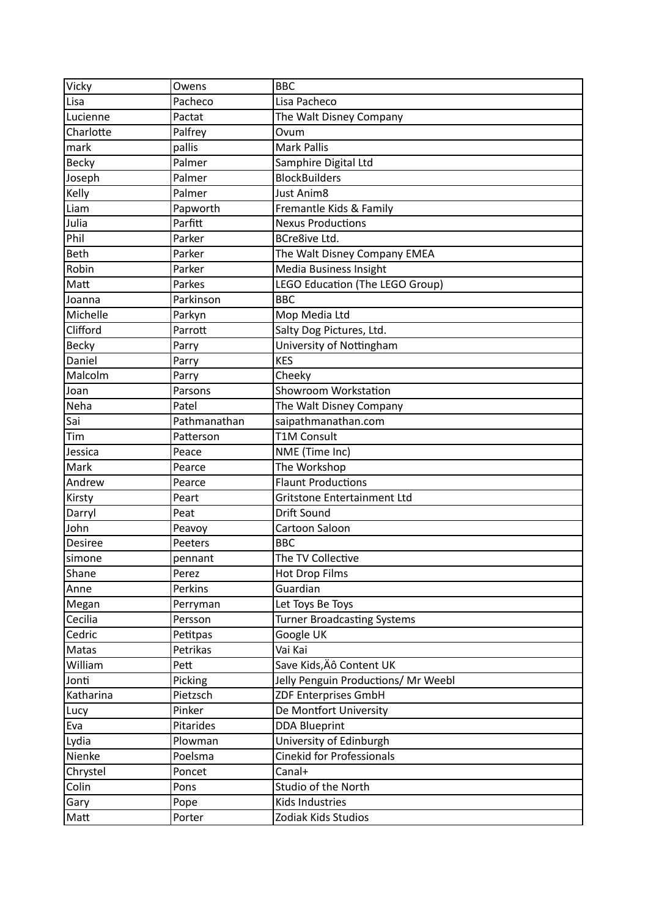| Vicky | Owens | BBC |
|---|---|---|
| Lisa | Pacheco | Lisa Pacheco |
| Lucienne | Pactat | The Walt Disney Company |
| Charlotte | Palfrey | Ovum |
| mark | pallis | Mark Pallis |
| Becky | Palmer | Samphire Digital Ltd |
| Joseph | Palmer | BlockBuilders |
| Kelly | Palmer | Just Anim8 |
| Liam | Papworth | Fremantle Kids & Family |
| Julia | Parfitt | Nexus Productions |
| Phil | Parker | BCre8ive Ltd. |
| Beth | Parker | The Walt Disney Company EMEA |
| Robin | Parker | Media Business Insight |
| Matt | Parkes | LEGO Education (The LEGO Group) |
| Joanna | Parkinson | BBC |
| Michelle | Parkyn | Mop Media Ltd |
| Clifford | Parrott | Salty Dog Pictures, Ltd. |
| Becky | Parry | University of Nottingham |
| Daniel | Parry | KES |
| Malcolm | Parry | Cheeky |
| Joan | Parsons | Showroom Workstation |
| Neha | Patel | The Walt Disney Company |
| Sai | Pathmanathan | saipathmanathan.com |
| Tim | Patterson | T1M Consult |
| Jessica | Peace | NME (Time Inc) |
| Mark | Pearce | The Workshop |
| Andrew | Pearce | Flaunt Productions |
| Kirsty | Peart | Gritstone Entertainment Ltd |
| Darryl | Peat | Drift Sound |
| John | Peavoy | Cartoon Saloon |
| Desiree | Peeters | BBC |
| simone | pennant | The TV Collective |
| Shane | Perez | Hot Drop Films |
| Anne | Perkins | Guardian |
| Megan | Perryman | Let Toys Be Toys |
| Cecilia | Persson | Turner Broadcasting Systems |
| Cedric | Petitpas | Google UK |
| Matas | Petrikas | Vai Kai |
| William | Pett | Save Kids‚Äô Content UK |
| Jonti | Picking | Jelly Penguin Productions/ Mr Weebl |
| Katharina | Pietzsch | ZDF Enterprises GmbH |
| Lucy | Pinker | De Montfort University |
| Eva | Pitarides | DDA Blueprint |
| Lydia | Plowman | University of Edinburgh |
| Nienke | Poelsma | Cinekid for Professionals |
| Chrystel | Poncet | Canal+ |
| Colin | Pons | Studio of the North |
| Gary | Pope | Kids Industries |
| Matt | Porter | Zodiak Kids Studios |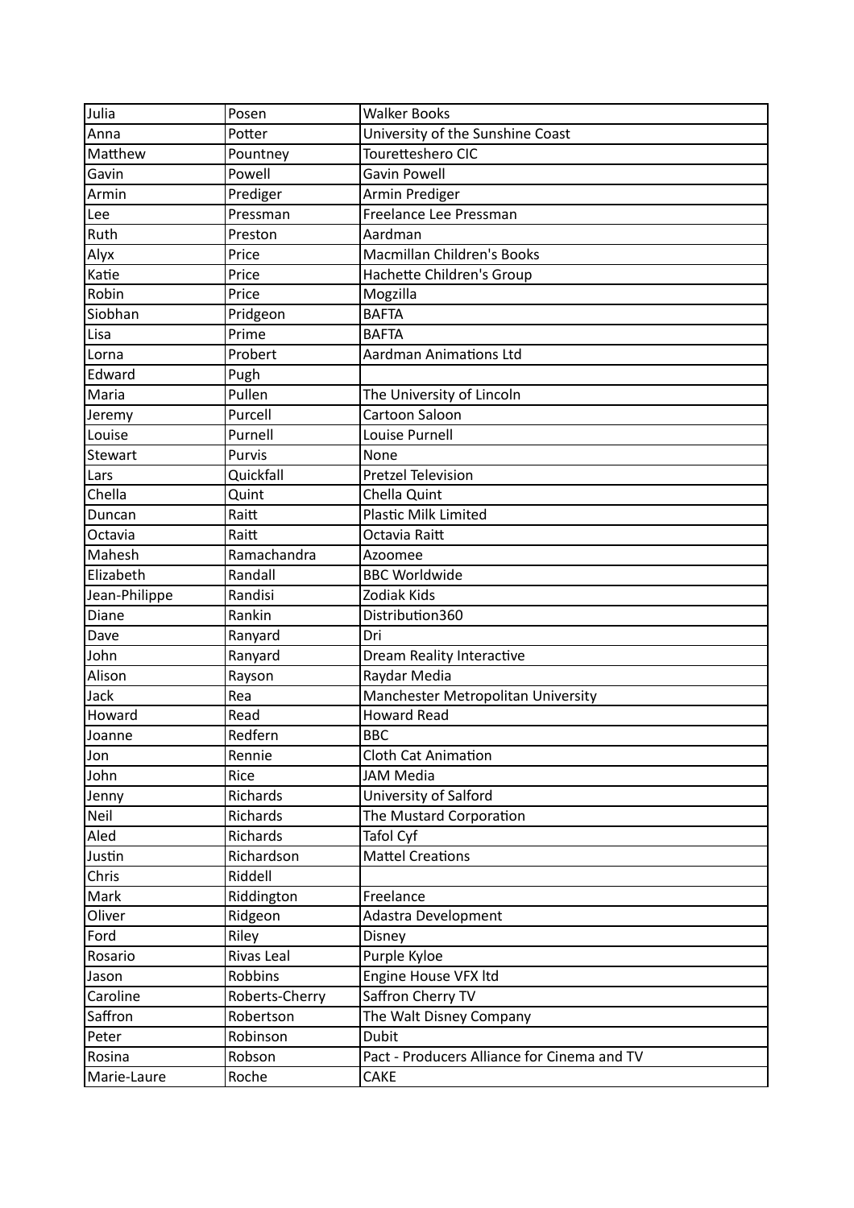| Julia | Posen | Walker Books |
|---|---|---|
| Anna | Potter | University of the Sunshine Coast |
| Matthew | Pountney | Touretteshero CIC |
| Gavin | Powell | Gavin Powell |
| Armin | Prediger | Armin Prediger |
| Lee | Pressman | Freelance Lee Pressman |
| Ruth | Preston | Aardman |
| Alyx | Price | Macmillan Children's Books |
| Katie | Price | Hachette Children's Group |
| Robin | Price | Mogzilla |
| Siobhan | Pridgeon | BAFTA |
| Lisa | Prime | BAFTA |
| Lorna | Probert | Aardman Animations Ltd |
| Edward | Pugh | |
| Maria | Pullen | The University of Lincoln |
| Jeremy | Purcell | Cartoon Saloon |
| Louise | Purnell | Louise Purnell |
| Stewart | Purvis | None |
| Lars | Quickfall | Pretzel Television |
| Chella | Quint | Chella Quint |
| Duncan | Raitt | Plastic Milk Limited |
| Octavia | Raitt | Octavia Raitt |
| Mahesh | Ramachandra | Azoomee |
| Elizabeth | Randall | BBC Worldwide |
| Jean-Philippe | Randisi | Zodiak Kids |
| Diane | Rankin | Distribution360 |
| Dave | Ranyard | Dri |
| John | Ranyard | Dream Reality Interactive |
| Alison | Rayson | Raydar Media |
| Jack | Rea | Manchester Metropolitan University |
| Howard | Read | Howard Read |
| Joanne | Redfern | BBC |
| Jon | Rennie | Cloth Cat Animation |
| John | Rice | JAM Media |
| Jenny | Richards | University of Salford |
| Neil | Richards | The Mustard Corporation |
| Aled | Richards | Tafol Cyf |
| Justin | Richardson | Mattel Creations |
| Chris | Riddell | |
| Mark | Riddington | Freelance |
| Oliver | Ridgeon | Adastra Development |
| Ford | Riley | Disney |
| Rosario | Rivas Leal | Purple Kyloe |
| Jason | Robbins | Engine House VFX ltd |
| Caroline | Roberts-Cherry | Saffron Cherry TV |
| Saffron | Robertson | The Walt Disney Company |
| Peter | Robinson | Dubit |
| Rosina | Robson | Pact - Producers Alliance for Cinema and TV |
| Marie-Laure | Roche | CAKE |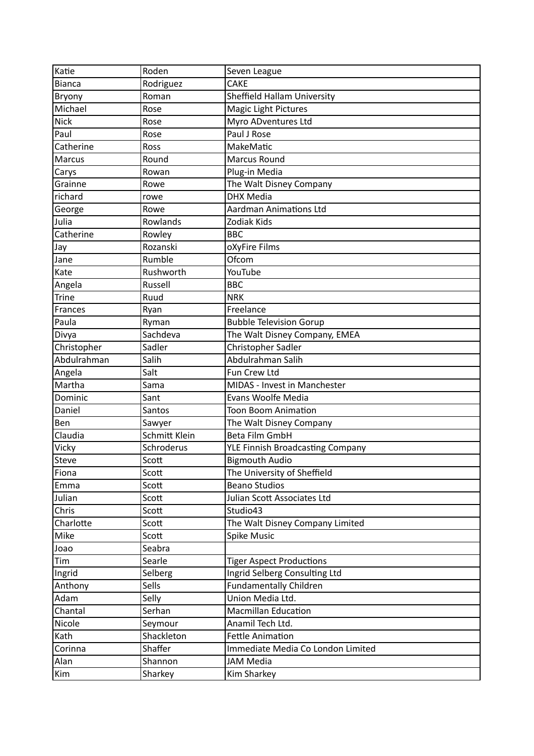| Katie | Roden | Seven League |
|---|---|---|
| Bianca | Rodriguez | CAKE |
| Bryony | Roman | Sheffield Hallam University |
| Michael | Rose | Magic Light Pictures |
| Nick | Rose | Myro ADventures Ltd |
| Paul | Rose | Paul J Rose |
| Catherine | Ross | MakeMatic |
| Marcus | Round | Marcus Round |
| Carys | Rowan | Plug-in Media |
| Grainne | Rowe | The Walt Disney Company |
| richard | rowe | DHX Media |
| George | Rowe | Aardman Animations Ltd |
| Julia | Rowlands | Zodiak Kids |
| Catherine | Rowley | BBC |
| Jay | Rozanski | oXyFire Films |
| Jane | Rumble | Ofcom |
| Kate | Rushworth | YouTube |
| Angela | Russell | BBC |
| Trine | Ruud | NRK |
| Frances | Ryan | Freelance |
| Paula | Ryman | Bubble Television Gorup |
| Divya | Sachdeva | The Walt Disney Company, EMEA |
| Christopher | Sadler | Christopher Sadler |
| Abdulrahman | Salih | Abdulrahman Salih |
| Angela | Salt | Fun Crew Ltd |
| Martha | Sama | MIDAS - Invest in Manchester |
| Dominic | Sant | Evans Woolfe Media |
| Daniel | Santos | Toon Boom Animation |
| Ben | Sawyer | The Walt Disney Company |
| Claudia | Schmitt Klein | Beta Film GmbH |
| Vicky | Schroderus | YLE Finnish Broadcasting Company |
| Steve | Scott | Bigmouth Audio |
| Fiona | Scott | The University of Sheffield |
| Emma | Scott | Beano Studios |
| Julian | Scott | Julian Scott Associates Ltd |
| Chris | Scott | Studio43 |
| Charlotte | Scott | The Walt Disney Company Limited |
| Mike | Scott | Spike Music |
| Joao | Seabra | |
| Tim | Searle | Tiger Aspect Productions |
| Ingrid | Selberg | Ingrid Selberg Consulting Ltd |
| Anthony | Sells | Fundamentally Children |
| Adam | Selly | Union Media Ltd. |
| Chantal | Serhan | Macmillan Education |
| Nicole | Seymour | Anamil Tech Ltd. |
| Kath | Shackleton | Fettle Animation |
| Corinna | Shaffer | Immediate Media Co London Limited |
| Alan | Shannon | JAM Media |
| Kim | Sharkey | Kim Sharkey |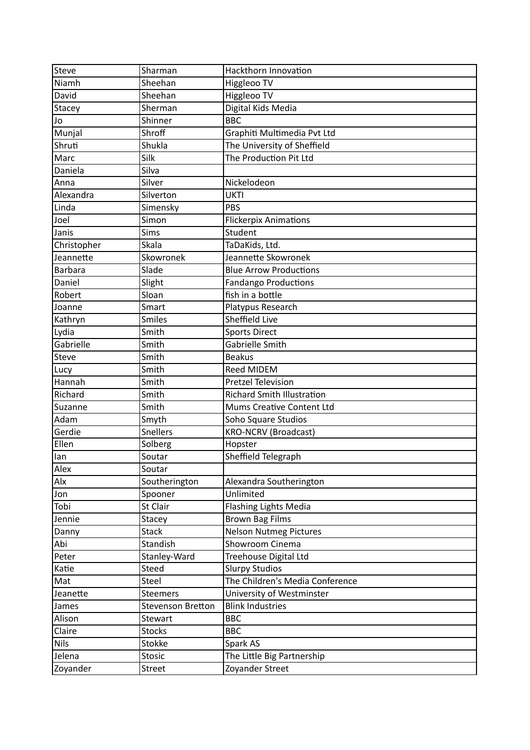| Steve | Sharman | Hackthorn Innovation |
|---|---|---|
| Niamh | Sheehan | Higgleoo TV |
| David | Sheehan | Higgleoo TV |
| Stacey | Sherman | Digital Kids Media |
| Jo | Shinner | BBC |
| Munjal | Shroff | Graphiti Multimedia Pvt Ltd |
| Shruti | Shukla | The University of Sheffield |
| Marc | Silk | The Production Pit Ltd |
| Daniela | Silva | |
| Anna | Silver | Nickelodeon |
| Alexandra | Silverton | UKTI |
| Linda | Simensky | PBS |
| Joel | Simon | Flickerpix Animations |
| Janis | Sims | Student |
| Christopher | Skala | TaDaKids, Ltd. |
| Jeannette | Skowronek | Jeannette Skowronek |
| Barbara | Slade | Blue Arrow Productions |
| Daniel | Slight | Fandango Productions |
| Robert | Sloan | fish in a bottle |
| Joanne | Smart | Platypus Research |
| Kathryn | Smiles | Sheffield Live |
| Lydia | Smith | Sports Direct |
| Gabrielle | Smith | Gabrielle Smith |
| Steve | Smith | Beakus |
| Lucy | Smith | Reed MIDEM |
| Hannah | Smith | Pretzel Television |
| Richard | Smith | Richard Smith Illustration |
| Suzanne | Smith | Mums Creative Content Ltd |
| Adam | Smyth | Soho Square Studios |
| Gerdie | Snellers | KRO-NCRV (Broadcast) |
| Ellen | Solberg | Hopster |
| Ian | Soutar | Sheffield Telegraph |
| Alex | Soutar | |
| Alx | Southerington | Alexandra Southerington |
| Jon | Spooner | Unlimited |
| Tobi | St Clair | Flashing Lights Media |
| Jennie | Stacey | Brown Bag Films |
| Danny | Stack | Nelson Nutmeg Pictures |
| Abi | Standish | Showroom Cinema |
| Peter | Stanley-Ward | Treehouse Digital Ltd |
| Katie | Steed | Slurpy Studios |
| Mat | Steel | The Children's Media Conference |
| Jeanette | Steemers | University of Westminster |
| James | Stevenson Bretton | Blink Industries |
| Alison | Stewart | BBC |
| Claire | Stocks | BBC |
| Nils | Stokke | Spark AS |
| Jelena | Stosic | The Little Big Partnership |
| Zoyander | Street | Zoyander Street |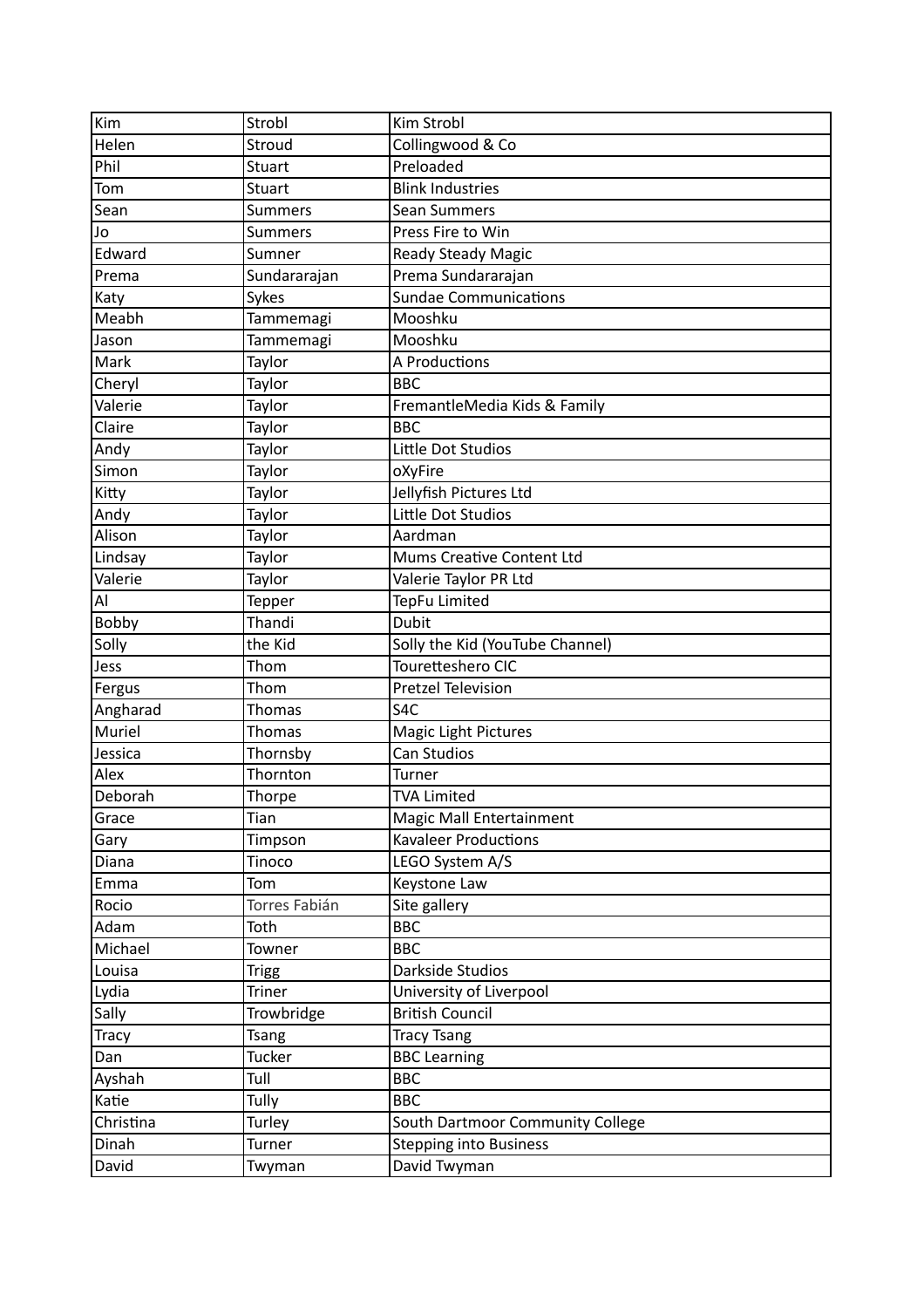| Kim | Strobl | Kim Strobl |
|---|---|---|
| Helen | Stroud | Collingwood & Co |
| Phil | Stuart | Preloaded |
| Tom | Stuart | Blink Industries |
| Sean | Summers | Sean Summers |
| Jo | Summers | Press Fire to Win |
| Edward | Sumner | Ready Steady Magic |
| Prema | Sundararajan | Prema Sundararajan |
| Katy | Sykes | Sundae Communications |
| Meabh | Tammemagi | Mooshku |
| Jason | Tammemagi | Mooshku |
| Mark | Taylor | A Productions |
| Cheryl | Taylor | BBC |
| Valerie | Taylor | FremantleMedia Kids & Family |
| Claire | Taylor | BBC |
| Andy | Taylor | Little Dot Studios |
| Simon | Taylor | oXyFire |
| Kitty | Taylor | Jellyfish Pictures Ltd |
| Andy | Taylor | Little Dot Studios |
| Alison | Taylor | Aardman |
| Lindsay | Taylor | Mums Creative Content Ltd |
| Valerie | Taylor | Valerie Taylor PR Ltd |
| Al | Tepper | TepFu Limited |
| Bobby | Thandi | Dubit |
| Solly | the Kid | Solly the Kid (YouTube Channel) |
| Jess | Thom | Touretteshero CIC |
| Fergus | Thom | Pretzel Television |
| Angharad | Thomas | S4C |
| Muriel | Thomas | Magic Light Pictures |
| Jessica | Thornsby | Can Studios |
| Alex | Thornton | Turner |
| Deborah | Thorpe | TVA Limited |
| Grace | Tian | Magic Mall Entertainment |
| Gary | Timpson | Kavaleer Productions |
| Diana | Tinoco | LEGO System A/S |
| Emma | Tom | Keystone Law |
| Rocio | Torres Fabián | Site gallery |
| Adam | Toth | BBC |
| Michael | Towner | BBC |
| Louisa | Trigg | Darkside Studios |
| Lydia | Triner | University of Liverpool |
| Sally | Trowbridge | British Council |
| Tracy | Tsang | Tracy Tsang |
| Dan | Tucker | BBC Learning |
| Ayshah | Tull | BBC |
| Katie | Tully | BBC |
| Christina | Turley | South Dartmoor Community College |
| Dinah | Turner | Stepping into Business |
| David | Twyman | David Twyman |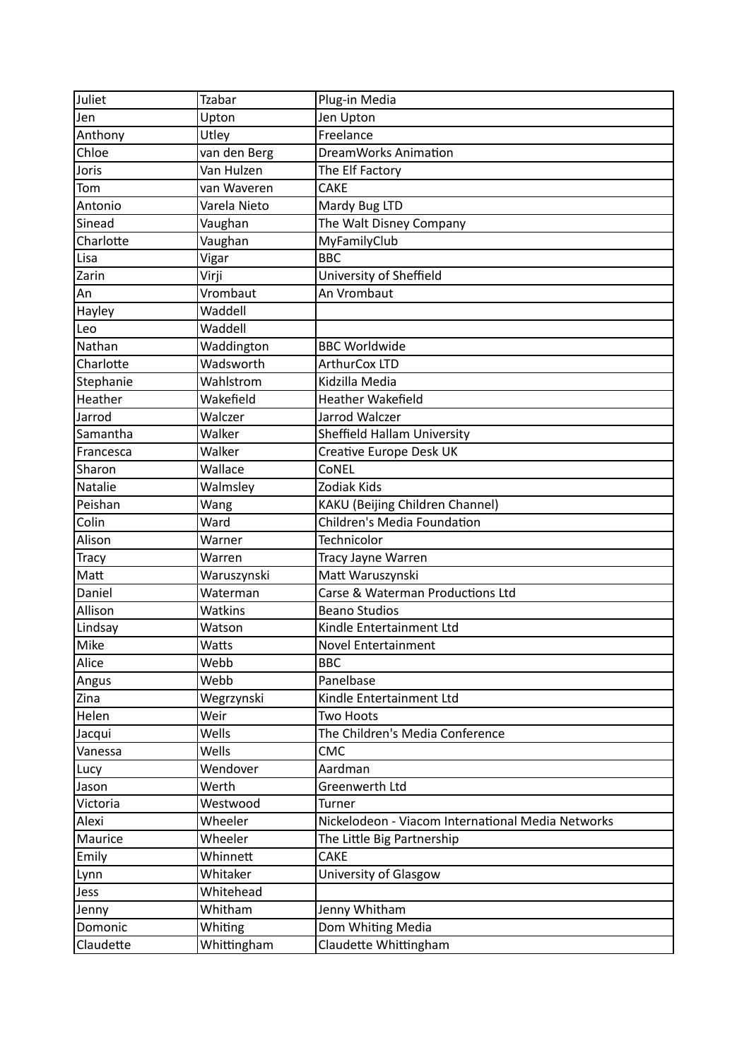| Juliet | Tzabar | Plug-in Media |
|---|---|---|
| Jen | Upton | Jen Upton |
| Anthony | Utley | Freelance |
| Chloe | van den Berg | DreamWorks Animation |
| Joris | Van Hulzen | The Elf Factory |
| Tom | van Waveren | CAKE |
| Antonio | Varela Nieto | Mardy Bug LTD |
| Sinead | Vaughan | The Walt Disney Company |
| Charlotte | Vaughan | MyFamilyClub |
| Lisa | Vigar | BBC |
| Zarin | Virji | University of Sheffield |
| An | Vrombaut | An Vrombaut |
| Hayley | Waddell | |
| Leo | Waddell | |
| Nathan | Waddington | BBC Worldwide |
| Charlotte | Wadsworth | ArthurCox LTD |
| Stephanie | Wahlstrom | Kidzilla Media |
| Heather | Wakefield | Heather Wakefield |
| Jarrod | Walczer | Jarrod Walczer |
| Samantha | Walker | Sheffield Hallam University |
| Francesca | Walker | Creative Europe Desk UK |
| Sharon | Wallace | CoNEL |
| Natalie | Walmsley | Zodiak Kids |
| Peishan | Wang | KAKU (Beijing Children Channel) |
| Colin | Ward | Children's Media Foundation |
| Alison | Warner | Technicolor |
| Tracy | Warren | Tracy Jayne Warren |
| Matt | Waruszynski | Matt Waruszynski |
| Daniel | Waterman | Carse & Waterman Productions Ltd |
| Allison | Watkins | Beano Studios |
| Lindsay | Watson | Kindle Entertainment Ltd |
| Mike | Watts | Novel Entertainment |
| Alice | Webb | BBC |
| Angus | Webb | Panelbase |
| Zina | Wegrzynski | Kindle Entertainment Ltd |
| Helen | Weir | Two Hoots |
| Jacqui | Wells | The Children's Media Conference |
| Vanessa | Wells | CMC |
| Lucy | Wendover | Aardman |
| Jason | Werth | Greenwerth Ltd |
| Victoria | Westwood | Turner |
| Alexi | Wheeler | Nickelodeon - Viacom International Media Networks |
| Maurice | Wheeler | The Little Big Partnership |
| Emily | Whinnett | CAKE |
| Lynn | Whitaker | University of Glasgow |
| Jess | Whitehead | |
| Jenny | Whitham | Jenny Whitham |
| Domonic | Whiting | Dom Whiting Media |
| Claudette | Whittingham | Claudette Whittingham |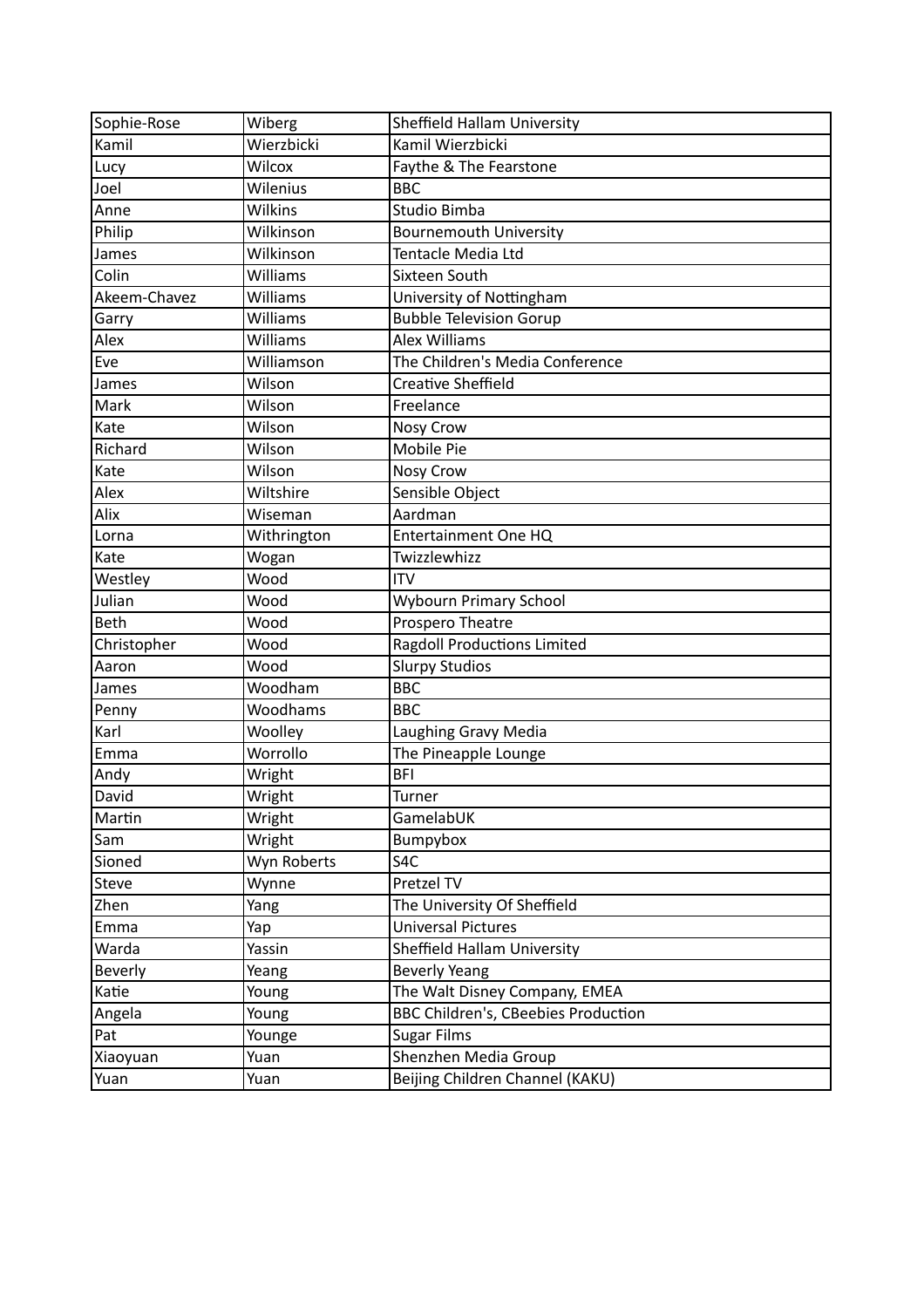| | | |
|---|---|---|
| Sophie-Rose | Wiberg | Sheffield Hallam University |
| Kamil | Wierzbicki | Kamil Wierzbicki |
| Lucy | Wilcox | Faythe & The Fearstone |
| Joel | Wilenius | BBC |
| Anne | Wilkins | Studio Bimba |
| Philip | Wilkinson | Bournemouth University |
| James | Wilkinson | Tentacle Media Ltd |
| Colin | Williams | Sixteen South |
| Akeem-Chavez | Williams | University of Nottingham |
| Garry | Williams | Bubble Television Gorup |
| Alex | Williams | Alex Williams |
| Eve | Williamson | The Children's Media Conference |
| James | Wilson | Creative Sheffield |
| Mark | Wilson | Freelance |
| Kate | Wilson | Nosy Crow |
| Richard | Wilson | Mobile Pie |
| Kate | Wilson | Nosy Crow |
| Alex | Wiltshire | Sensible Object |
| Alix | Wiseman | Aardman |
| Lorna | Withrington | Entertainment One HQ |
| Kate | Wogan | Twizzlewhizz |
| Westley | Wood | ITV |
| Julian | Wood | Wybourn Primary School |
| Beth | Wood | Prospero Theatre |
| Christopher | Wood | Ragdoll Productions Limited |
| Aaron | Wood | Slurpy Studios |
| James | Woodham | BBC |
| Penny | Woodhams | BBC |
| Karl | Woolley | Laughing Gravy Media |
| Emma | Worrollo | The Pineapple Lounge |
| Andy | Wright | BFI |
| David | Wright | Turner |
| Martin | Wright | GamelabUK |
| Sam | Wright | Bumpybox |
| Sioned | Wyn Roberts | S4C |
| Steve | Wynne | Pretzel TV |
| Zhen | Yang | The University Of Sheffield |
| Emma | Yap | Universal Pictures |
| Warda | Yassin | Sheffield Hallam University |
| Beverly | Yeang | Beverly Yeang |
| Katie | Young | The Walt Disney Company, EMEA |
| Angela | Young | BBC Children's, CBeebies Production |
| Pat | Younge | Sugar Films |
| Xiaoyuan | Yuan | Shenzhen Media Group |
| Yuan | Yuan | Beijing Children Channel (KAKU) |